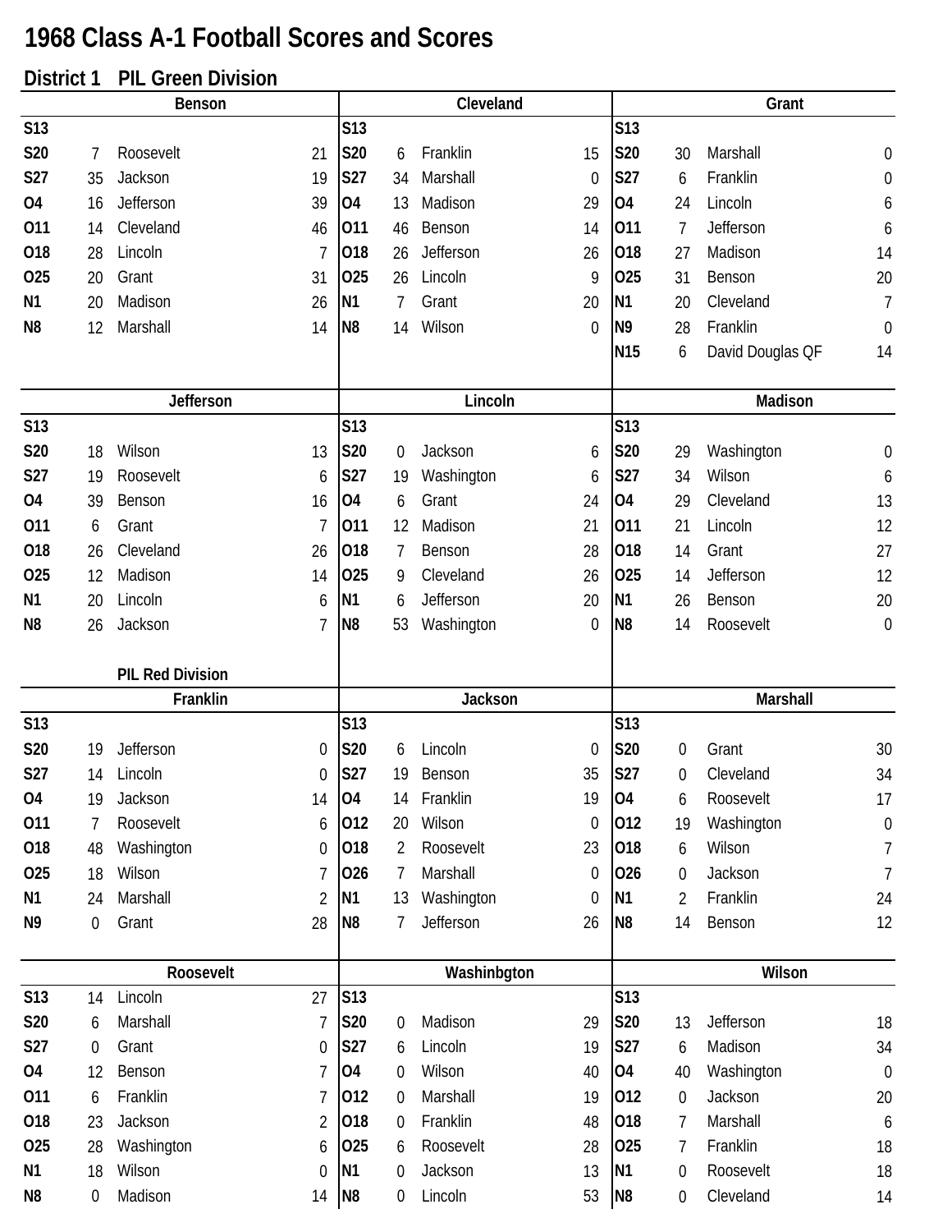# 1968 Class A-1 Football Scores and Scores

## District 1 PIL Green Division

### Benson

| Date | Score | Opponent | Opp |
|---|---|---|---|
| S13 | | | |
| S20 | 7 | Roosevelt | 21 |
| S27 | 35 | Jackson | 19 |
| O4 | 16 | Jefferson | 39 |
| O11 | 14 | Cleveland | 46 |
| O18 | 28 | Lincoln | 7 |
| O25 | 20 | Grant | 31 |
| N1 | 20 | Madison | 26 |
| N8 | 12 | Marshall | 14 |

### Cleveland

| Date | Score | Opponent | Opp |
|---|---|---|---|
| S13 | | | |
| S20 | 6 | Franklin | 15 |
| S27 | 34 | Marshall | 0 |
| O4 | 13 | Madison | 29 |
| O11 | 46 | Benson | 14 |
| O18 | 26 | Jefferson | 26 |
| O25 | 26 | Lincoln | 9 |
| N1 | 7 | Grant | 20 |
| N8 | 14 | Wilson | 0 |

### Grant

| Date | Score | Opponent | Opp |
|---|---|---|---|
| S13 | | | |
| S20 | 30 | Marshall | 0 |
| S27 | 6 | Franklin | 0 |
| O4 | 24 | Lincoln | 6 |
| O11 | 7 | Jefferson | 6 |
| O18 | 27 | Madison | 14 |
| O25 | 31 | Benson | 20 |
| N1 | 20 | Cleveland | 7 |
| N9 | 28 | Franklin | 0 |
| N15 | 6 | David Douglas QF | 14 |

### Jefferson

| Date | Score | Opponent | Opp |
|---|---|---|---|
| S13 | | | |
| S20 | 18 | Wilson | 13 |
| S27 | 19 | Roosevelt | 6 |
| O4 | 39 | Benson | 16 |
| O11 | 6 | Grant | 7 |
| O18 | 26 | Cleveland | 26 |
| O25 | 12 | Madison | 14 |
| N1 | 20 | Lincoln | 6 |
| N8 | 26 | Jackson | 7 |

### Lincoln

| Date | Score | Opponent | Opp |
|---|---|---|---|
| S13 | | | |
| S20 | 0 | Jackson | 6 |
| S27 | 19 | Washington | 6 |
| O4 | 6 | Grant | 24 |
| O11 | 12 | Madison | 21 |
| O18 | 7 | Benson | 28 |
| O25 | 9 | Cleveland | 26 |
| N1 | 6 | Jefferson | 20 |
| N8 | 53 | Washington | 0 |

### Madison

| Date | Score | Opponent | Opp |
|---|---|---|---|
| S13 | | | |
| S20 | 29 | Washington | 0 |
| S27 | 34 | Wilson | 6 |
| O4 | 29 | Cleveland | 13 |
| O11 | 21 | Lincoln | 12 |
| O18 | 14 | Grant | 27 |
| O25 | 14 | Jefferson | 12 |
| N1 | 26 | Benson | 20 |
| N8 | 14 | Roosevelt | 0 |

## PIL Red Division

### Franklin

| Date | Score | Opponent | Opp |
|---|---|---|---|
| S13 | | | |
| S20 | 19 | Jefferson | 0 |
| S27 | 14 | Lincoln | 0 |
| O4 | 19 | Jackson | 14 |
| O11 | 7 | Roosevelt | 6 |
| O18 | 48 | Washington | 0 |
| O25 | 18 | Wilson | 7 |
| N1 | 24 | Marshall | 2 |
| N9 | 0 | Grant | 28 |

### Jackson

| Date | Score | Opponent | Opp |
|---|---|---|---|
| S13 | | | |
| S20 | 6 | Lincoln | 0 |
| S27 | 19 | Benson | 35 |
| O4 | 14 | Franklin | 19 |
| O12 | 20 | Wilson | 0 |
| O18 | 2 | Roosevelt | 23 |
| O26 | 7 | Marshall | 0 |
| N1 | 13 | Washington | 0 |
| N8 | 7 | Jefferson | 26 |

### Marshall

| Date | Score | Opponent | Opp |
|---|---|---|---|
| S13 | | | |
| S20 | 0 | Grant | 30 |
| S27 | 0 | Cleveland | 34 |
| O4 | 6 | Roosevelt | 17 |
| O12 | 19 | Washington | 0 |
| O18 | 6 | Wilson | 7 |
| O26 | 0 | Jackson | 7 |
| N1 | 2 | Franklin | 24 |
| N8 | 14 | Benson | 12 |

### Roosevelt

| Date | Score | Opponent | Opp |
|---|---|---|---|
| S13 | 14 | Lincoln | 27 |
| S20 | 6 | Marshall | 7 |
| S27 | 0 | Grant | 0 |
| O4 | 12 | Benson | 7 |
| O11 | 6 | Franklin | 7 |
| O18 | 23 | Jackson | 2 |
| O25 | 28 | Washington | 6 |
| N1 | 18 | Wilson | 0 |
| N8 | 0 | Madison | 14 |

### Washinbgton

| Date | Score | Opponent | Opp |
|---|---|---|---|
| S13 | | | |
| S20 | 0 | Madison | 29 |
| S27 | 6 | Lincoln | 19 |
| O4 | 0 | Wilson | 40 |
| O12 | 0 | Marshall | 19 |
| O18 | 0 | Franklin | 48 |
| O25 | 6 | Roosevelt | 28 |
| N1 | 0 | Jackson | 13 |
| N8 | 0 | Lincoln | 53 |

### Wilson

| Date | Score | Opponent | Opp |
|---|---|---|---|
| S13 | | | |
| S20 | 13 | Jefferson | 18 |
| S27 | 6 | Madison | 34 |
| O4 | 40 | Washington | 0 |
| O12 | 0 | Jackson | 20 |
| O18 | 7 | Marshall | 6 |
| O25 | 7 | Franklin | 18 |
| N1 | 0 | Roosevelt | 18 |
| N8 | 0 | Cleveland | 14 |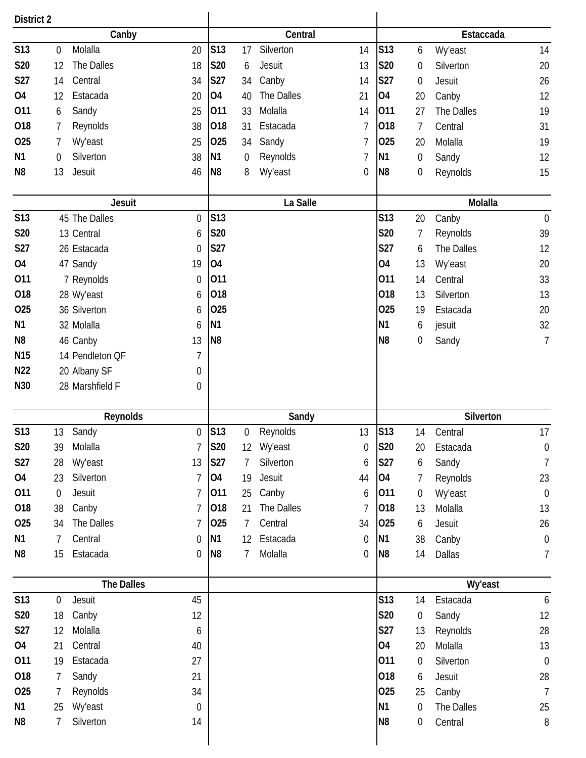**District 2**

### Canby

| Date | Score | Opponent | Opp |
|---|---|---|---|
| S13 | 0 | Molalla | 20 |
| S20 | 12 | The Dalles | 18 |
| S27 | 14 | Central | 34 |
| O4 | 12 | Estacada | 20 |
| O11 | 6 | Sandy | 25 |
| O18 | 7 | Reynolds | 38 |
| O25 | 7 | Wy'east | 25 |
| N1 | 0 | Silverton | 38 |
| N8 | 13 | Jesuit | 46 |

### Central

| Date | Score | Opponent | Opp |
|---|---|---|---|
| S13 | 17 | Silverton | 14 |
| S20 | 6 | Jesuit | 13 |
| S27 | 34 | Canby | 14 |
| O4 | 40 | The Dalles | 21 |
| O11 | 33 | Molalla | 14 |
| O18 | 31 | Estacada | 7 |
| O25 | 34 | Sandy | 7 |
| N1 | 0 | Reynolds | 7 |
| N8 | 8 | Wy'east | 0 |

### Estaccada

| Date | Score | Opponent | Opp |
|---|---|---|---|
| S13 | 6 | Wy'east | 14 |
| S20 | 0 | Silverton | 20 |
| S27 | 0 | Jesuit | 26 |
| O4 | 20 | Canby | 12 |
| O11 | 27 | The Dalles | 19 |
| O18 | 7 | Central | 31 |
| O25 | 20 | Molalla | 19 |
| N1 | 0 | Sandy | 12 |
| N8 | 0 | Reynolds | 15 |

### Jesuit

| Date | Score | Opponent | Opp |
|---|---|---|---|
| S13 | 45 | The Dalles | 0 |
| S20 | 13 | Central | 6 |
| S27 | 26 | Estacada | 0 |
| O4 | 47 | Sandy | 19 |
| O11 | 7 | Reynolds | 0 |
| O18 | 28 | Wy'east | 6 |
| O25 | 36 | Silverton | 6 |
| N1 | 32 | Molalla | 6 |
| N8 | 46 | Canby | 13 |
| N15 | 14 | Pendleton QF | 7 |
| N22 | 20 | Albany SF | 0 |
| N30 | 28 | Marshfield F | 0 |

### La Salle

| Date | Score | Opponent | Opp |
|---|---|---|---|
| S13 | | | |
| S20 | | | |
| S27 | | | |
| O4 | | | |
| O11 | | | |
| O18 | | | |
| O25 | | | |
| N1 | | | |
| N8 | | | |

### Molalla

| Date | Score | Opponent | Opp |
|---|---|---|---|
| S13 | 20 | Canby | 0 |
| S20 | 7 | Reynolds | 39 |
| S27 | 6 | The Dalles | 12 |
| O4 | 13 | Wy'east | 20 |
| O11 | 14 | Central | 33 |
| O18 | 13 | Silverton | 13 |
| O25 | 19 | Estacada | 20 |
| N1 | 6 | jesuit | 32 |
| N8 | 0 | Sandy | 7 |

### Reynolds

| Date | Score | Opponent | Opp |
|---|---|---|---|
| S13 | 13 | Sandy | 0 |
| S20 | 39 | Molalla | 7 |
| S27 | 28 | Wy'east | 13 |
| O4 | 23 | Silverton | 7 |
| O11 | 0 | Jesuit | 7 |
| O18 | 38 | Canby | 7 |
| O25 | 34 | The Dalles | 7 |
| N1 | 7 | Central | 0 |
| N8 | 15 | Estacada | 0 |

### Sandy

| Date | Score | Opponent | Opp |
|---|---|---|---|
| S13 | 0 | Reynolds | 13 |
| S20 | 12 | Wy'east | 0 |
| S27 | 7 | Silverton | 6 |
| O4 | 19 | Jesuit | 44 |
| O11 | 25 | Canby | 6 |
| O18 | 21 | The Dalles | 7 |
| O25 | 7 | Central | 34 |
| N1 | 12 | Estacada | 0 |
| N8 | 7 | Molalla | 0 |

### Silverton

| Date | Score | Opponent | Opp |
|---|---|---|---|
| S13 | 14 | Central | 17 |
| S20 | 20 | Estacada | 0 |
| S27 | 6 | Sandy | 7 |
| O4 | 7 | Reynolds | 23 |
| O11 | 0 | Wy'east | 0 |
| O18 | 13 | Molalla | 13 |
| O25 | 6 | Jesuit | 26 |
| N1 | 38 | Canby | 0 |
| N8 | 14 | Dallas | 7 |

### The Dalles

| Date | Score | Opponent | Opp |
|---|---|---|---|
| S13 | 0 | Jesuit | 45 |
| S20 | 18 | Canby | 12 |
| S27 | 12 | Molalla | 6 |
| O4 | 21 | Central | 40 |
| O11 | 19 | Estacada | 27 |
| O18 | 7 | Sandy | 21 |
| O25 | 7 | Reynolds | 34 |
| N1 | 25 | Wy'east | 0 |
| N8 | 7 | Silverton | 14 |

### Wy'east

| Date | Score | Opponent | Opp |
|---|---|---|---|
| S13 | 14 | Estacada | 6 |
| S20 | 0 | Sandy | 12 |
| S27 | 13 | Reynolds | 28 |
| O4 | 20 | Molalla | 13 |
| O11 | 0 | Silverton | 0 |
| O18 | 6 | Jesuit | 28 |
| O25 | 25 | Canby | 7 |
| N1 | 0 | The Dalles | 25 |
| N8 | 0 | Central | 8 |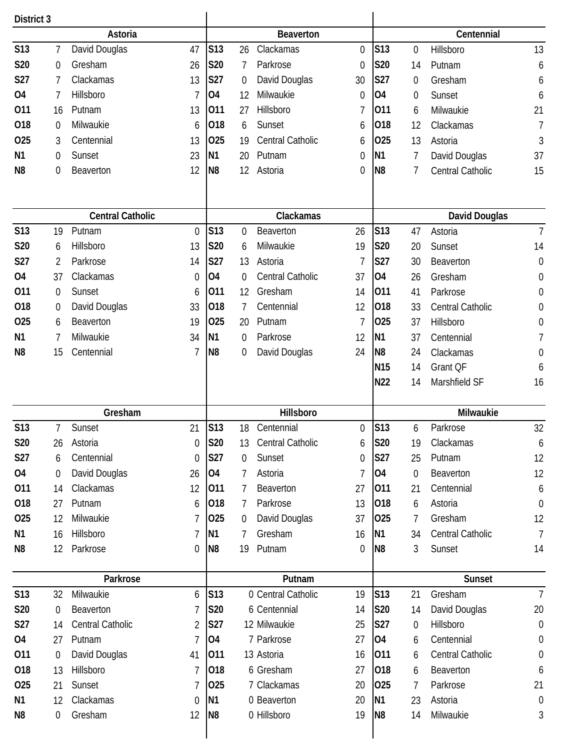# District 3

### Astoria

| Date | Score | Opponent | Opp Score |
|---|---|---|---|
| S13 | 7 | David Douglas | 47 |
| S20 | 0 | Gresham | 26 |
| S27 | 7 | Clackamas | 13 |
| O4 | 7 | Hillsboro | 7 |
| O11 | 16 | Putnam | 13 |
| O18 | 0 | Milwaukie | 6 |
| O25 | 3 | Centennial | 13 |
| N1 | 0 | Sunset | 23 |
| N8 | 0 | Beaverton | 12 |

### Beaverton

| Date | Score | Opponent | Opp Score |
|---|---|---|---|
| S13 | 26 | Clackamas | 0 |
| S20 | 7 | Parkrose | 0 |
| S27 | 0 | David Douglas | 30 |
| O4 | 12 | Milwaukie | 0 |
| O11 | 27 | Hillsboro | 7 |
| O18 | 6 | Sunset | 6 |
| O25 | 19 | Central Catholic | 6 |
| N1 | 20 | Putnam | 0 |
| N8 | 12 | Astoria | 0 |

### Centennial

| Date | Score | Opponent | Opp Score |
|---|---|---|---|
| S13 | 0 | Hillsboro | 13 |
| S20 | 14 | Putnam | 6 |
| S27 | 0 | Gresham | 6 |
| O4 | 0 | Sunset | 6 |
| O11 | 6 | Milwaukie | 21 |
| O18 | 12 | Clackamas | 7 |
| O25 | 13 | Astoria | 3 |
| N1 | 7 | David Douglas | 37 |
| N8 | 7 | Central Catholic | 15 |

### Central Catholic

| Date | Score | Opponent | Opp Score |
|---|---|---|---|
| S13 | 19 | Putnam | 0 |
| S20 | 6 | Hillsboro | 13 |
| S27 | 2 | Parkrose | 14 |
| O4 | 37 | Clackamas | 0 |
| O11 | 0 | Sunset | 6 |
| O18 | 0 | David Douglas | 33 |
| O25 | 6 | Beaverton | 19 |
| N1 | 7 | Milwaukie | 34 |
| N8 | 15 | Centennial | 7 |

### Clackamas

| Date | Score | Opponent | Opp Score |
|---|---|---|---|
| S13 | 0 | Beaverton | 26 |
| S20 | 6 | Milwaukie | 19 |
| S27 | 13 | Astoria | 7 |
| O4 | 0 | Central Catholic | 37 |
| O11 | 12 | Gresham | 14 |
| O18 | 7 | Centennial | 12 |
| O25 | 20 | Putnam | 7 |
| N1 | 0 | Parkrose | 12 |
| N8 | 0 | David Douglas | 24 |

### David Douglas

| Date | Score | Opponent | Opp Score |
|---|---|---|---|
| S13 | 47 | Astoria | 7 |
| S20 | 20 | Sunset | 14 |
| S27 | 30 | Beaverton | 0 |
| O4 | 26 | Gresham | 0 |
| O11 | 41 | Parkrose | 0 |
| O18 | 33 | Central Catholic | 0 |
| O25 | 37 | Hillsboro | 0 |
| N1 | 37 | Centennial | 7 |
| N8 | 24 | Clackamas | 0 |
| N15 | 14 | Grant QF | 6 |
| N22 | 14 | Marshfield SF | 16 |

### Gresham

| Date | Score | Opponent | Opp Score |
|---|---|---|---|
| S13 | 7 | Sunset | 21 |
| S20 | 26 | Astoria | 0 |
| S27 | 6 | Centennial | 0 |
| O4 | 0 | David Douglas | 26 |
| O11 | 14 | Clackamas | 12 |
| O18 | 27 | Putnam | 6 |
| O25 | 12 | Milwaukie | 7 |
| N1 | 16 | Hillsboro | 7 |
| N8 | 12 | Parkrose | 0 |

### Hillsboro

| Date | Score | Opponent | Opp Score |
|---|---|---|---|
| S13 | 18 | Centennial | 0 |
| S20 | 13 | Central Catholic | 6 |
| S27 | 0 | Sunset | 0 |
| O4 | 7 | Astoria | 7 |
| O11 | 7 | Beaverton | 27 |
| O18 | 7 | Parkrose | 13 |
| O25 | 0 | David Douglas | 37 |
| N1 | 7 | Gresham | 16 |
| N8 | 19 | Putnam | 0 |

### Milwaukie

| Date | Score | Opponent | Opp Score |
|---|---|---|---|
| S13 | 6 | Parkrose | 32 |
| S20 | 19 | Clackamas | 6 |
| S27 | 25 | Putnam | 12 |
| O4 | 0 | Beaverton | 12 |
| O11 | 21 | Centennial | 6 |
| O18 | 6 | Astoria | 0 |
| O25 | 7 | Gresham | 12 |
| N1 | 34 | Central Catholic | 7 |
| N8 | 3 | Sunset | 14 |

### Parkrose

| Date | Score | Opponent | Opp Score |
|---|---|---|---|
| S13 | 32 | Milwaukie | 6 |
| S20 | 0 | Beaverton | 7 |
| S27 | 14 | Central Catholic | 2 |
| O4 | 27 | Putnam | 7 |
| O11 | 0 | David Douglas | 41 |
| O18 | 13 | Hillsboro | 7 |
| O25 | 21 | Sunset | 7 |
| N1 | 12 | Clackamas | 0 |
| N8 | 0 | Gresham | 12 |

### Putnam

| Date | Score | Opponent | Opp Score |
|---|---|---|---|
| S13 | 0 | Central Catholic | 19 |
| S20 | 6 | Centennial | 14 |
| S27 | 12 | Milwaukie | 25 |
| O4 | 7 | Parkrose | 27 |
| O11 | 13 | Astoria | 16 |
| O18 | 6 | Gresham | 27 |
| O25 | 7 | Clackamas | 20 |
| N1 | 0 | Beaverton | 20 |
| N8 | 0 | Hillsboro | 19 |

### Sunset

| Date | Score | Opponent | Opp Score |
|---|---|---|---|
| S13 | 21 | Gresham | 7 |
| S20 | 14 | David Douglas | 20 |
| S27 | 0 | Hillsboro | 0 |
| O4 | 6 | Centennial | 0 |
| O11 | 6 | Central Catholic | 0 |
| O18 | 6 | Beaverton | 6 |
| O25 | 7 | Parkrose | 21 |
| N1 | 23 | Astoria | 0 |
| N8 | 14 | Milwaukie | 3 |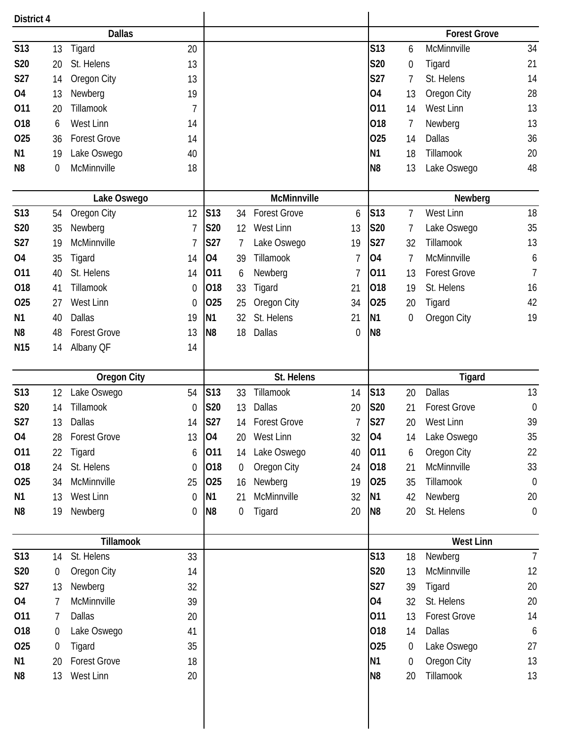## District 4

### Dallas

| Date | Score | Opponent | Opp Score |
|---|---|---|---|
| S13 | 13 | Tigard | 20 |
| S20 | 20 | St. Helens | 13 |
| S27 | 14 | Oregon City | 13 |
| O4 | 13 | Newberg | 19 |
| O11 | 20 | Tillamook | 7 |
| O18 | 6 | West Linn | 14 |
| O25 | 36 | Forest Grove | 14 |
| N1 | 19 | Lake Oswego | 40 |
| N8 | 0 | McMinnville | 18 |

### Forest Grove

| Date | Score | Opponent | Opp Score |
|---|---|---|---|
| S13 | 6 | McMinnville | 34 |
| S20 | 0 | Tigard | 21 |
| S27 | 7 | St. Helens | 14 |
| O4 | 13 | Oregon City | 28 |
| O11 | 14 | West Linn | 13 |
| O18 | 7 | Newberg | 13 |
| O25 | 14 | Dallas | 36 |
| N1 | 18 | Tillamook | 20 |
| N8 | 13 | Lake Oswego | 48 |

### Lake Oswego

| Date | Score | Opponent | Opp Score |
|---|---|---|---|
| S13 | 54 | Oregon City | 12 |
| S20 | 35 | Newberg | 7 |
| S27 | 19 | McMinnville | 7 |
| O4 | 35 | Tigard | 14 |
| O11 | 40 | St. Helens | 14 |
| O18 | 41 | Tillamook | 0 |
| O25 | 27 | West Linn | 0 |
| N1 | 40 | Dallas | 19 |
| N8 | 48 | Forest Grove | 13 |
| N15 | 14 | Albany QF | 14 |

### McMinnville

| Date | Score | Opponent | Opp Score |
|---|---|---|---|
| S13 | 34 | Forest Grove | 6 |
| S20 | 12 | West Linn | 13 |
| S27 | 7 | Lake Oswego | 19 |
| O4 | 39 | Tillamook | 7 |
| O11 | 6 | Newberg | 7 |
| O18 | 33 | Tigard | 21 |
| O25 | 25 | Oregon City | 34 |
| N1 | 32 | St. Helens | 21 |
| N8 | 18 | Dallas | 0 |

### Newberg

| Date | Score | Opponent | Opp Score |
|---|---|---|---|
| S13 | 7 | West Linn | 18 |
| S20 | 7 | Lake Oswego | 35 |
| S27 | 32 | Tillamook | 13 |
| O4 | 7 | McMinnville | 6 |
| O11 | 13 | Forest Grove | 7 |
| O18 | 19 | St. Helens | 16 |
| O25 | 20 | Tigard | 42 |
| N1 | 0 | Oregon City | 19 |
| N8 | | | |

### Oregon City

| Date | Score | Opponent | Opp Score |
|---|---|---|---|
| S13 | 12 | Lake Oswego | 54 |
| S20 | 14 | Tillamook | 0 |
| S27 | 13 | Dallas | 14 |
| O4 | 28 | Forest Grove | 13 |
| O11 | 22 | Tigard | 6 |
| O18 | 24 | St. Helens | 0 |
| O25 | 34 | McMinnville | 25 |
| N1 | 13 | West Linn | 0 |
| N8 | 19 | Newberg | 0 |

### St. Helens

| Date | Score | Opponent | Opp Score |
|---|---|---|---|
| S13 | 33 | Tillamook | 14 |
| S20 | 13 | Dallas | 20 |
| S27 | 14 | Forest Grove | 7 |
| O4 | 20 | West Linn | 32 |
| O11 | 14 | Lake Oswego | 40 |
| O18 | 0 | Oregon City | 24 |
| O25 | 16 | Newberg | 19 |
| N1 | 21 | McMinnville | 32 |
| N8 | 0 | Tigard | 20 |

### Tigard

| Date | Score | Opponent | Opp Score |
|---|---|---|---|
| S13 | 20 | Dallas | 13 |
| S20 | 21 | Forest Grove | 0 |
| S27 | 20 | West Linn | 39 |
| O4 | 14 | Lake Oswego | 35 |
| O11 | 6 | Oregon City | 22 |
| O18 | 21 | McMinnville | 33 |
| O25 | 35 | Tillamook | 0 |
| N1 | 42 | Newberg | 20 |
| N8 | 20 | St. Helens | 0 |

### Tillamook

| Date | Score | Opponent | Opp Score |
|---|---|---|---|
| S13 | 14 | St. Helens | 33 |
| S20 | 0 | Oregon City | 14 |
| S27 | 13 | Newberg | 32 |
| O4 | 7 | McMinnville | 39 |
| O11 | 7 | Dallas | 20 |
| O18 | 0 | Lake Oswego | 41 |
| O25 | 0 | Tigard | 35 |
| N1 | 20 | Forest Grove | 18 |
| N8 | 13 | West Linn | 20 |

### West Linn

| Date | Score | Opponent | Opp Score |
|---|---|---|---|
| S13 | 18 | Newberg | 7 |
| S20 | 13 | McMinnville | 12 |
| S27 | 39 | Tigard | 20 |
| O4 | 32 | St. Helens | 20 |
| O11 | 13 | Forest Grove | 14 |
| O18 | 14 | Dallas | 6 |
| O25 | 0 | Lake Oswego | 27 |
| N1 | 0 | Oregon City | 13 |
| N8 | 20 | Tillamook | 13 |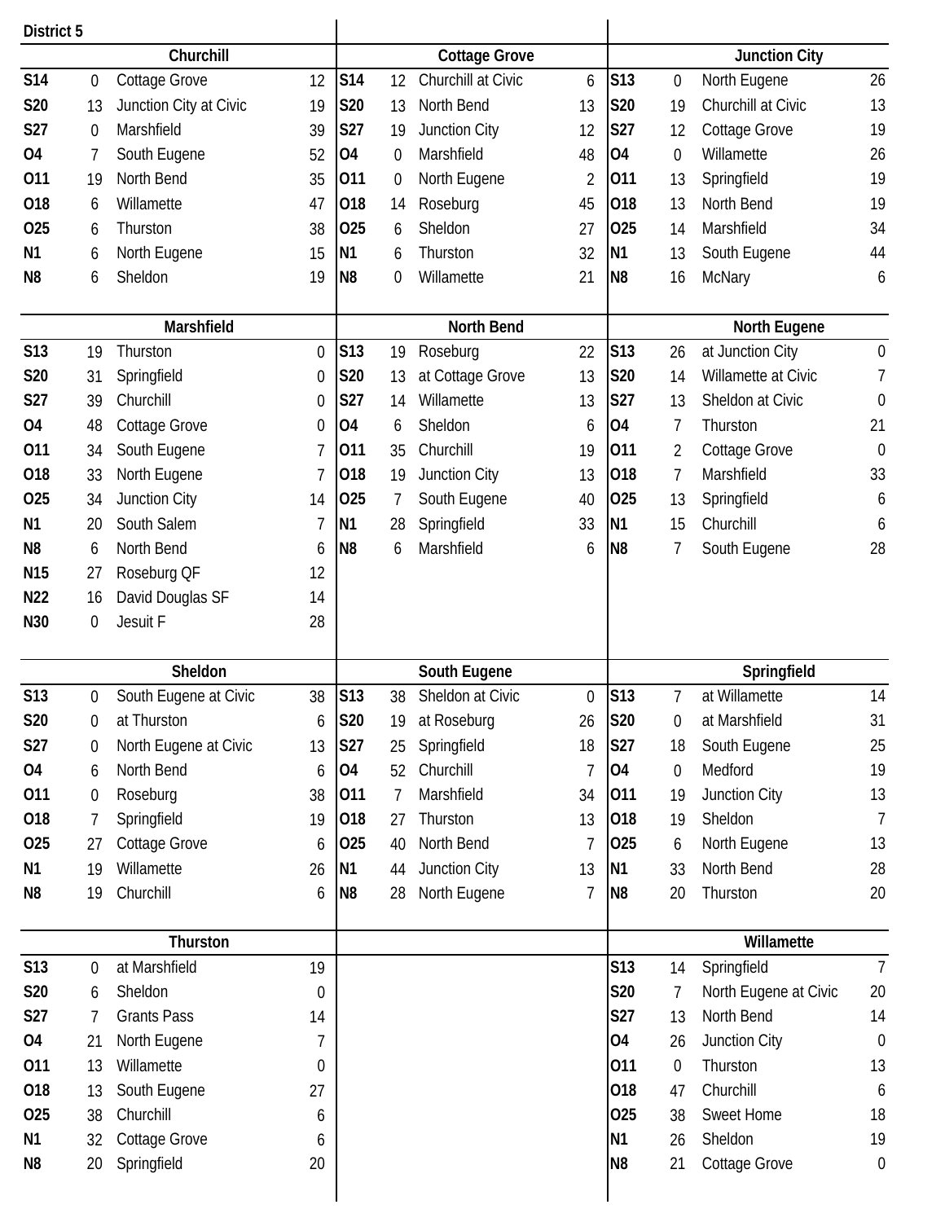## District 5

### Churchill

| Date | Score | Opponent | Opp |
|---|---|---|---|
| S14 | 0 | Cottage Grove | 12 |
| S20 | 13 | Junction City at Civic | 19 |
| S27 | 0 | Marshfield | 39 |
| O4 | 7 | South Eugene | 52 |
| O11 | 19 | North Bend | 35 |
| O18 | 6 | Willamette | 47 |
| O25 | 6 | Thurston | 38 |
| N1 | 6 | North Eugene | 15 |
| N8 | 6 | Sheldon | 19 |

### Cottage Grove

| Date | Score | Opponent | Opp |
|---|---|---|---|
| S14 | 12 | Churchill at Civic | 6 |
| S20 | 13 | North Bend | 13 |
| S27 | 19 | Junction City | 12 |
| O4 | 0 | Marshfield | 48 |
| O11 | 0 | North Eugene | 2 |
| O18 | 14 | Roseburg | 45 |
| O25 | 6 | Sheldon | 27 |
| N1 | 6 | Thurston | 32 |
| N8 | 0 | Willamette | 21 |

### Junction City

| Date | Score | Opponent | Opp |
|---|---|---|---|
| S13 | 0 | North Eugene | 26 |
| S20 | 19 | Churchill at Civic | 13 |
| S27 | 12 | Cottage Grove | 19 |
| O4 | 0 | Willamette | 26 |
| O11 | 13 | Springfield | 19 |
| O18 | 13 | North Bend | 19 |
| O25 | 14 | Marshfield | 34 |
| N1 | 13 | South Eugene | 44 |
| N8 | 16 | McNary | 6 |

### Marshfield

| Date | Score | Opponent | Opp |
|---|---|---|---|
| S13 | 19 | Thurston | 0 |
| S20 | 31 | Springfield | 0 |
| S27 | 39 | Churchill | 0 |
| O4 | 48 | Cottage Grove | 0 |
| O11 | 34 | South Eugene | 7 |
| O18 | 33 | North Eugene | 7 |
| O25 | 34 | Junction City | 14 |
| N1 | 20 | South Salem | 7 |
| N8 | 6 | North Bend | 6 |
| N15 | 27 | Roseburg QF | 12 |
| N22 | 16 | David Douglas SF | 14 |
| N30 | 0 | Jesuit F | 28 |

### North Bend

| Date | Score | Opponent | Opp |
|---|---|---|---|
| S13 | 19 | Roseburg | 22 |
| S20 | 13 | at Cottage Grove | 13 |
| S27 | 14 | Willamette | 13 |
| O4 | 6 | Sheldon | 6 |
| O11 | 35 | Churchill | 19 |
| O18 | 19 | Junction City | 13 |
| O25 | 7 | South Eugene | 40 |
| N1 | 28 | Springfield | 33 |
| N8 | 6 | Marshfield | 6 |

### North Eugene

| Date | Score | Opponent | Opp |
|---|---|---|---|
| S13 | 26 | at Junction City | 0 |
| S20 | 14 | Willamette at Civic | 7 |
| S27 | 13 | Sheldon at Civic | 0 |
| O4 | 7 | Thurston | 21 |
| O11 | 2 | Cottage Grove | 0 |
| O18 | 7 | Marshfield | 33 |
| O25 | 13 | Springfield | 6 |
| N1 | 15 | Churchill | 6 |
| N8 | 7 | South Eugene | 28 |

### Sheldon

| Date | Score | Opponent | Opp |
|---|---|---|---|
| S13 | 0 | South Eugene at Civic | 38 |
| S20 | 0 | at Thurston | 6 |
| S27 | 0 | North Eugene at Civic | 13 |
| O4 | 6 | North Bend | 6 |
| O11 | 0 | Roseburg | 38 |
| O18 | 7 | Springfield | 19 |
| O25 | 27 | Cottage Grove | 6 |
| N1 | 19 | Willamette | 26 |
| N8 | 19 | Churchill | 6 |

### South Eugene

| Date | Score | Opponent | Opp |
|---|---|---|---|
| S13 | 38 | Sheldon at Civic | 0 |
| S20 | 19 | at Roseburg | 26 |
| S27 | 25 | Springfield | 18 |
| O4 | 52 | Churchill | 7 |
| O11 | 7 | Marshfield | 34 |
| O18 | 27 | Thurston | 13 |
| O25 | 40 | North Bend | 7 |
| N1 | 44 | Junction City | 13 |
| N8 | 28 | North Eugene | 7 |

### Springfield

| Date | Score | Opponent | Opp |
|---|---|---|---|
| S13 | 7 | at Willamette | 14 |
| S20 | 0 | at Marshfield | 31 |
| S27 | 18 | South Eugene | 25 |
| O4 | 0 | Medford | 19 |
| O11 | 19 | Junction City | 13 |
| O18 | 19 | Sheldon | 7 |
| O25 | 6 | North Eugene | 13 |
| N1 | 33 | North Bend | 28 |
| N8 | 20 | Thurston | 20 |

### Thurston

| Date | Score | Opponent | Opp |
|---|---|---|---|
| S13 | 0 | at Marshfield | 19 |
| S20 | 6 | Sheldon | 0 |
| S27 | 7 | Grants Pass | 14 |
| O4 | 21 | North Eugene | 7 |
| O11 | 13 | Willamette | 0 |
| O18 | 13 | South Eugene | 27 |
| O25 | 38 | Churchill | 6 |
| N1 | 32 | Cottage Grove | 6 |
| N8 | 20 | Springfield | 20 |

### Willamette

| Date | Score | Opponent | Opp |
|---|---|---|---|
| S13 | 14 | Springfield | 7 |
| S20 | 7 | North Eugene at Civic | 20 |
| S27 | 13 | North Bend | 14 |
| O4 | 26 | Junction City | 0 |
| O11 | 0 | Thurston | 13 |
| O18 | 47 | Churchill | 6 |
| O25 | 38 | Sweet Home | 18 |
| N1 | 26 | Sheldon | 19 |
| N8 | 21 | Cottage Grove | 0 |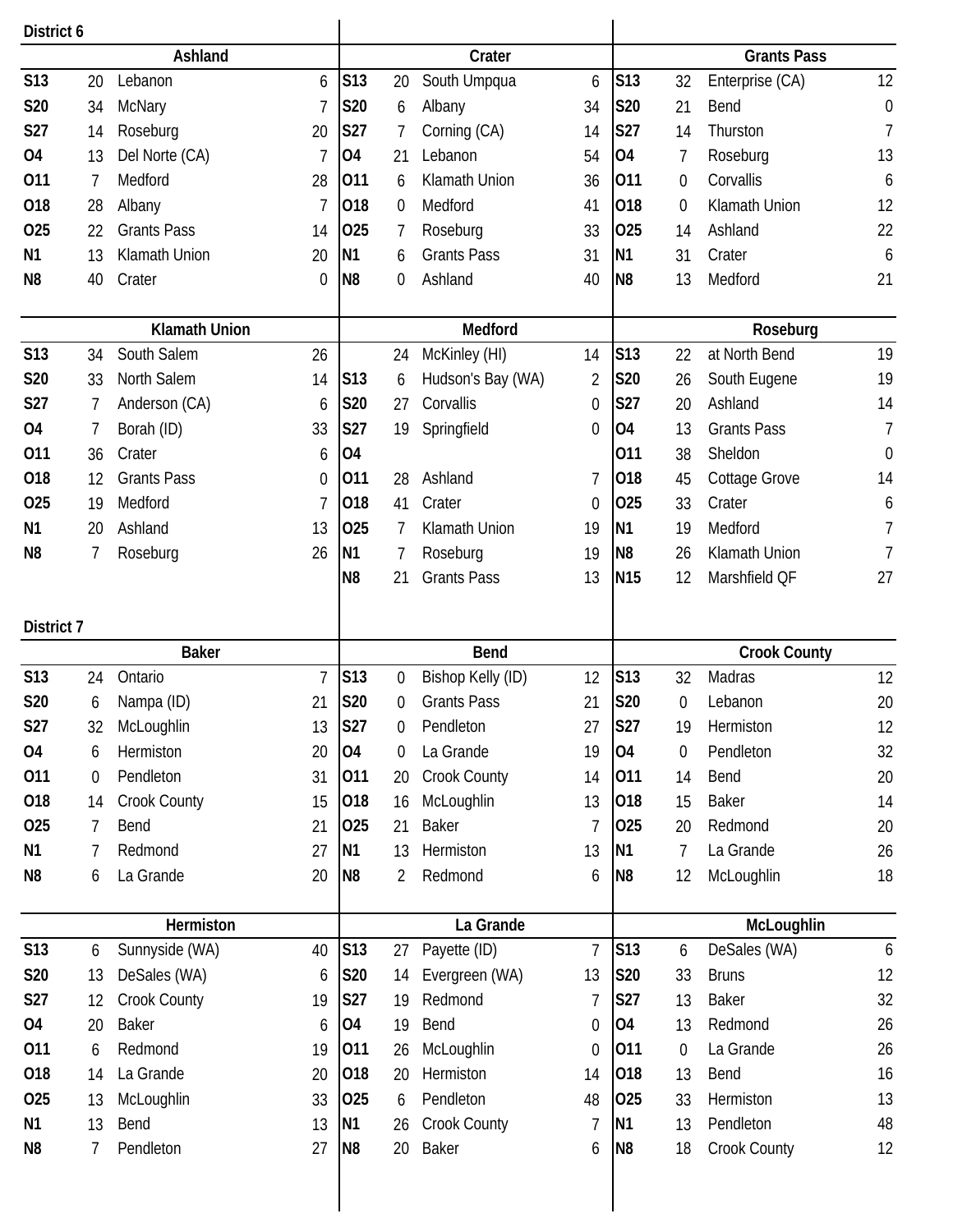## District 6

### Ashland

| Date | Score | Opponent | Opp |
|---|---|---|---|
| S13 | 20 | Lebanon | 6 |
| S20 | 34 | McNary | 7 |
| S27 | 14 | Roseburg | 20 |
| O4 | 13 | Del Norte (CA) | 7 |
| O11 | 7 | Medford | 28 |
| O18 | 28 | Albany | 7 |
| O25 | 22 | Grants Pass | 14 |
| N1 | 13 | Klamath Union | 20 |
| N8 | 40 | Crater | 0 |

### Crater

| Date | Score | Opponent | Opp |
|---|---|---|---|
| S13 | 20 | South Umpqua | 6 |
| S20 | 6 | Albany | 34 |
| S27 | 7 | Corning (CA) | 14 |
| O4 | 21 | Lebanon | 54 |
| O11 | 6 | Klamath Union | 36 |
| O18 | 0 | Medford | 41 |
| O25 | 7 | Roseburg | 33 |
| N1 | 6 | Grants Pass | 31 |
| N8 | 0 | Ashland | 40 |

### Grants Pass

| Date | Score | Opponent | Opp |
|---|---|---|---|
| S13 | 32 | Enterprise (CA) | 12 |
| S20 | 21 | Bend | 0 |
| S27 | 14 | Thurston | 7 |
| O4 | 7 | Roseburg | 13 |
| O11 | 0 | Corvallis | 6 |
| O18 | 0 | Klamath Union | 12 |
| O25 | 14 | Ashland | 22 |
| N1 | 31 | Crater | 6 |
| N8 | 13 | Medford | 21 |

### Klamath Union

| Date | Score | Opponent | Opp |
|---|---|---|---|
| S13 | 34 | South Salem | 26 |
| S20 | 33 | North Salem | 14 |
| S27 | 7 | Anderson (CA) | 6 |
| O4 | 7 | Borah (ID) | 33 |
| O11 | 36 | Crater | 6 |
| O18 | 12 | Grants Pass | 0 |
| O25 | 19 | Medford | 7 |
| N1 | 20 | Ashland | 13 |
| N8 | 7 | Roseburg | 26 |

### Medford

| Date | Score | Opponent | Opp |
|---|---|---|---|
| | 24 | McKinley (HI) | 14 |
| S13 | 6 | Hudson's Bay (WA) | 2 |
| S20 | 27 | Corvallis | 0 |
| S27 | 19 | Springfield | 0 |
| O4 | | | |
| O11 | 28 | Ashland | 7 |
| O18 | 41 | Crater | 0 |
| O25 | 7 | Klamath Union | 19 |
| N1 | 7 | Roseburg | 19 |
| N8 | 21 | Grants Pass | 13 |

### Roseburg

| Date | Score | Opponent | Opp |
|---|---|---|---|
| S13 | 22 | at North Bend | 19 |
| S20 | 26 | South Eugene | 19 |
| S27 | 20 | Ashland | 14 |
| O4 | 13 | Grants Pass | 7 |
| O11 | 38 | Sheldon | 0 |
| O18 | 45 | Cottage Grove | 14 |
| O25 | 33 | Crater | 6 |
| N1 | 19 | Medford | 7 |
| N8 | 26 | Klamath Union | 7 |
| N15 | 12 | Marshfield QF | 27 |

## District 7

### Baker

| Date | Score | Opponent | Opp |
|---|---|---|---|
| S13 | 24 | Ontario | 7 |
| S20 | 6 | Nampa (ID) | 21 |
| S27 | 32 | McLoughlin | 13 |
| O4 | 6 | Hermiston | 20 |
| O11 | 0 | Pendleton | 31 |
| O18 | 14 | Crook County | 15 |
| O25 | 7 | Bend | 21 |
| N1 | 7 | Redmond | 27 |
| N8 | 6 | La Grande | 20 |

### Bend

| Date | Score | Opponent | Opp |
|---|---|---|---|
| S13 | 0 | Bishop Kelly (ID) | 12 |
| S20 | 0 | Grants Pass | 21 |
| S27 | 0 | Pendleton | 27 |
| O4 | 0 | La Grande | 19 |
| O11 | 20 | Crook County | 14 |
| O18 | 16 | McLoughlin | 13 |
| O25 | 21 | Baker | 7 |
| N1 | 13 | Hermiston | 13 |
| N8 | 2 | Redmond | 6 |

### Crook County

| Date | Score | Opponent | Opp |
|---|---|---|---|
| S13 | 32 | Madras | 12 |
| S20 | 0 | Lebanon | 20 |
| S27 | 19 | Hermiston | 12 |
| O4 | 0 | Pendleton | 32 |
| O11 | 14 | Bend | 20 |
| O18 | 15 | Baker | 14 |
| O25 | 20 | Redmond | 20 |
| N1 | 7 | La Grande | 26 |
| N8 | 12 | McLoughlin | 18 |

### Hermiston

| Date | Score | Opponent | Opp |
|---|---|---|---|
| S13 | 6 | Sunnyside (WA) | 40 |
| S20 | 13 | DeSales (WA) | 6 |
| S27 | 12 | Crook County | 19 |
| O4 | 20 | Baker | 6 |
| O11 | 6 | Redmond | 19 |
| O18 | 14 | La Grande | 20 |
| O25 | 13 | McLoughlin | 33 |
| N1 | 13 | Bend | 13 |
| N8 | 7 | Pendleton | 27 |

### La Grande

| Date | Score | Opponent | Opp |
|---|---|---|---|
| S13 | 27 | Payette (ID) | 7 |
| S20 | 14 | Evergreen (WA) | 13 |
| S27 | 19 | Redmond | 7 |
| O4 | 19 | Bend | 0 |
| O11 | 26 | McLoughlin | 0 |
| O18 | 20 | Hermiston | 14 |
| O25 | 6 | Pendleton | 48 |
| N1 | 26 | Crook County | 7 |
| N8 | 20 | Baker | 6 |

### McLoughlin

| Date | Score | Opponent | Opp |
|---|---|---|---|
| S13 | 6 | DeSales (WA) | 6 |
| S20 | 33 | Bruns | 12 |
| S27 | 13 | Baker | 32 |
| O4 | 13 | Redmond | 26 |
| O11 | 0 | La Grande | 26 |
| O18 | 13 | Bend | 16 |
| O25 | 33 | Hermiston | 13 |
| N1 | 13 | Pendleton | 48 |
| N8 | 18 | Crook County | 12 |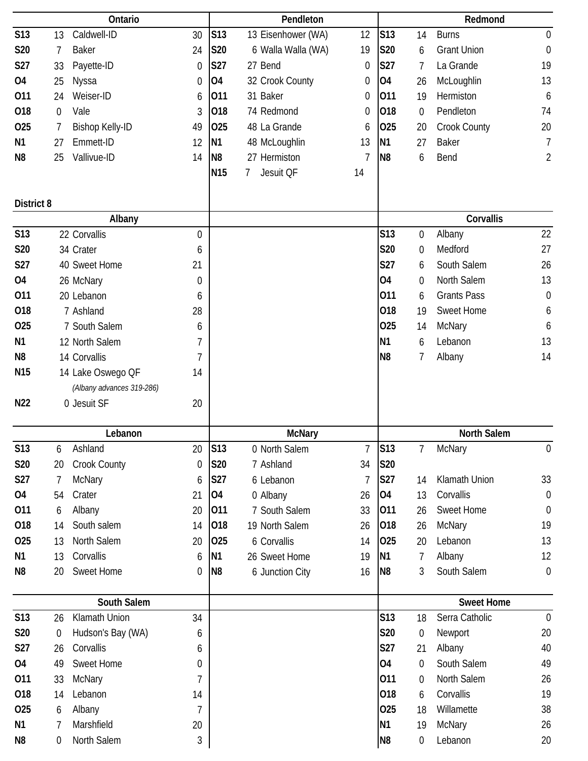## Ontario

| Date | Score | Opponent | Score |
|---|---|---|---|
| S13 | 13 | Caldwell-ID | 30 |
| S20 | 7 | Baker | 24 |
| S27 | 33 | Payette-ID | 0 |
| O4 | 25 | Nyssa | 0 |
| O11 | 24 | Weiser-ID | 6 |
| O18 | 0 | Vale | 3 |
| O25 | 7 | Bishop Kelly-ID | 49 |
| N1 | 27 | Emmett-ID | 12 |
| N8 | 25 | Vallivue-ID | 14 |

## Pendleton

| Date | Score | Opponent | Score |
|---|---|---|---|
| S13 | 13 | Eisenhower (WA) | 12 |
| S20 | 6 | Walla Walla (WA) | 19 |
| S27 | 27 | Bend | 0 |
| O4 | 32 | Crook County | 0 |
| O11 | 31 | Baker | 0 |
| O18 | 74 | Redmond | 0 |
| O25 | 48 | La Grande | 6 |
| N1 | 48 | McLoughlin | 13 |
| N8 | 27 | Hermiston | 7 |
| N15 | 7 | Jesuit QF | 14 |

## Redmond

| Date | Score | Opponent | Score |
|---|---|---|---|
| S13 | 14 | Burns | 0 |
| S20 | 6 | Grant Union | 0 |
| S27 | 7 | La Grande | 19 |
| O4 | 26 | McLoughlin | 13 |
| O11 | 19 | Hermiston | 6 |
| O18 | 0 | Pendleton | 74 |
| O25 | 20 | Crook County | 20 |
| N1 | 27 | Baker | 7 |
| N8 | 6 | Bend | 2 |

# District 8

## Albany

| Date | Score | Opponent | Score |
|---|---|---|---|
| S13 | 22 | Corvallis | 0 |
| S20 | 34 | Crater | 6 |
| S27 | 40 | Sweet Home | 21 |
| O4 | 26 | McNary | 0 |
| O11 | 20 | Lebanon | 6 |
| O18 | 7 | Ashland | 28 |
| O25 | 7 | South Salem | 6 |
| N1 | 12 | North Salem | 7 |
| N8 | 14 | Corvallis | 7 |
| N15 | 14 | Lake Oswego QF | 14 |
| | | *(Albany advances 319-286)* | |
| N22 | 0 | Jesuit SF | 20 |

## Corvallis

| Date | Score | Opponent | Score |
|---|---|---|---|
| S13 | 0 | Albany | 22 |
| S20 | 0 | Medford | 27 |
| S27 | 6 | South Salem | 26 |
| O4 | 0 | North Salem | 13 |
| O11 | 6 | Grants Pass | 0 |
| O18 | 19 | Sweet Home | 6 |
| O25 | 14 | McNary | 6 |
| N1 | 6 | Lebanon | 13 |
| N8 | 7 | Albany | 14 |

## Lebanon

| Date | Score | Opponent | Score |
|---|---|---|---|
| S13 | 6 | Ashland | 20 |
| S20 | 20 | Crook County | 0 |
| S27 | 7 | McNary | 6 |
| O4 | 54 | Crater | 21 |
| O11 | 6 | Albany | 20 |
| O18 | 14 | South salem | 14 |
| O25 | 13 | North Salem | 20 |
| N1 | 13 | Corvallis | 6 |
| N8 | 20 | Sweet Home | 0 |

## McNary

| Date | Score | Opponent | Score |
|---|---|---|---|
| S13 | 0 | North Salem | 7 |
| S20 | 7 | Ashland | 34 |
| S27 | 6 | Lebanon | 7 |
| O4 | 0 | Albany | 26 |
| O11 | 7 | South Salem | 33 |
| O18 | 19 | North Salem | 26 |
| O25 | 6 | Corvallis | 14 |
| N1 | 26 | Sweet Home | 19 |
| N8 | 6 | Junction City | 16 |

## North Salem

| Date | Score | Opponent | Score |
|---|---|---|---|
| S13 | 7 | McNary | 0 |
| S20 | | | |
| S27 | 14 | Klamath Union | 33 |
| O4 | 13 | Corvallis | 0 |
| O11 | 26 | Sweet Home | 0 |
| O18 | 26 | McNary | 19 |
| O25 | 20 | Lebanon | 13 |
| N1 | 7 | Albany | 12 |
| N8 | 3 | South Salem | 0 |

## South Salem

| Date | Score | Opponent | Score |
|---|---|---|---|
| S13 | 26 | Klamath Union | 34 |
| S20 | 0 | Hudson's Bay (WA) | 6 |
| S27 | 26 | Corvallis | 6 |
| O4 | 49 | Sweet Home | 0 |
| O11 | 33 | McNary | 7 |
| O18 | 14 | Lebanon | 14 |
| O25 | 6 | Albany | 7 |
| N1 | 7 | Marshfield | 20 |
| N8 | 0 | North Salem | 3 |

## Sweet Home

| Date | Score | Opponent | Score |
|---|---|---|---|
| S13 | 18 | Serra Catholic | 0 |
| S20 | 0 | Newport | 20 |
| S27 | 21 | Albany | 40 |
| O4 | 0 | South Salem | 49 |
| O11 | 0 | North Salem | 26 |
| O18 | 6 | Corvallis | 19 |
| O25 | 18 | Willamette | 38 |
| N1 | 19 | McNary | 26 |
| N8 | 0 | Lebanon | 20 |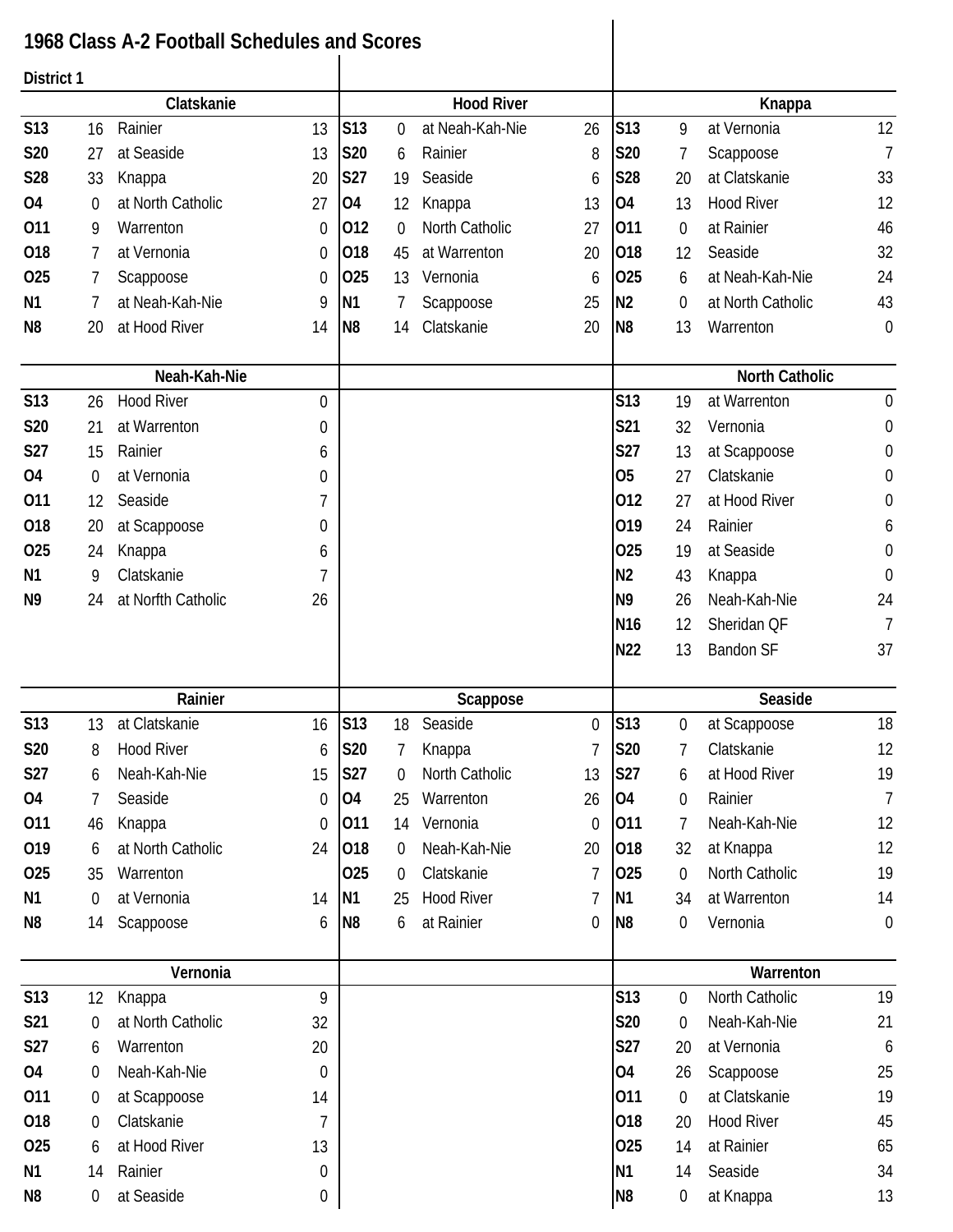# 1968 Class A-2 Football Schedules and Scores

**District 1**

### Clatskanie

| Date | Score | Opponent | Opp |
|---|---|---|---|
| S13 | 16 | Rainier | 13 |
| S20 | 27 | at Seaside | 13 |
| S28 | 33 | Knappa | 20 |
| O4 | 0 | at North Catholic | 27 |
| O11 | 9 | Warrenton | 0 |
| O18 | 7 | at Vernonia | 0 |
| O25 | 7 | Scappoose | 0 |
| N1 | 7 | at Neah-Kah-Nie | 9 |
| N8 | 20 | at Hood River | 14 |

### Hood River

| Date | Score | Opponent | Opp |
|---|---|---|---|
| S13 | 0 | at Neah-Kah-Nie | 26 |
| S20 | 6 | Rainier | 8 |
| S27 | 19 | Seaside | 6 |
| O4 | 12 | Knappa | 13 |
| O12 | 0 | North Catholic | 27 |
| O18 | 45 | at Warrenton | 20 |
| O25 | 13 | Vernonia | 6 |
| N1 | 7 | Scappoose | 25 |
| N8 | 14 | Clatskanie | 20 |

### Knappa

| Date | Score | Opponent | Opp |
|---|---|---|---|
| S13 | 9 | at Vernonia | 12 |
| S20 | 7 | Scappoose | 7 |
| S28 | 20 | at Clatskanie | 33 |
| O4 | 13 | Hood River | 12 |
| O11 | 0 | at Rainier | 46 |
| O18 | 12 | Seaside | 32 |
| O25 | 6 | at Neah-Kah-Nie | 24 |
| N2 | 0 | at North Catholic | 43 |
| N8 | 13 | Warrenton | 0 |

### Neah-Kah-Nie

| Date | Score | Opponent | Opp |
|---|---|---|---|
| S13 | 26 | Hood River | 0 |
| S20 | 21 | at Warrenton | 0 |
| S27 | 15 | Rainier | 6 |
| O4 | 0 | at Vernonia | 0 |
| O11 | 12 | Seaside | 7 |
| O18 | 20 | at Scappoose | 0 |
| O25 | 24 | Knappa | 6 |
| N1 | 9 | Clatskanie | 7 |
| N9 | 24 | at Norfth Catholic | 26 |

### North Catholic

| Date | Score | Opponent | Opp |
|---|---|---|---|
| S13 | 19 | at Warrenton | 0 |
| S21 | 32 | Vernonia | 0 |
| S27 | 13 | at Scappoose | 0 |
| O5 | 27 | Clatskanie | 0 |
| O12 | 27 | at Hood River | 0 |
| O19 | 24 | Rainier | 6 |
| O25 | 19 | at Seaside | 0 |
| N2 | 43 | Knappa | 0 |
| N9 | 26 | Neah-Kah-Nie | 24 |
| N16 | 12 | Sheridan QF | 7 |
| N22 | 13 | Bandon SF | 37 |

### Rainier

| Date | Score | Opponent | Opp |
|---|---|---|---|
| S13 | 13 | at Clatskanie | 16 |
| S20 | 8 | Hood River | 6 |
| S27 | 6 | Neah-Kah-Nie | 15 |
| O4 | 7 | Seaside | 0 |
| O11 | 46 | Knappa | 0 |
| O19 | 6 | at North Catholic | 24 |
| O25 | 35 | Warrenton | |
| N1 | 0 | at Vernonia | 14 |
| N8 | 14 | Scappoose | 6 |

### Scappoose

| Date | Score | Opponent | Opp |
|---|---|---|---|
| S13 | 18 | Seaside | 0 |
| S20 | 7 | Knappa | 7 |
| S27 | 0 | North Catholic | 13 |
| O4 | 25 | Warrenton | 26 |
| O11 | 14 | Vernonia | 0 |
| O18 | 0 | Neah-Kah-Nie | 20 |
| O25 | 0 | Clatskanie | 7 |
| N1 | 25 | Hood River | 7 |
| N8 | 6 | at Rainier | 0 |

### Seaside

| Date | Score | Opponent | Opp |
|---|---|---|---|
| S13 | 0 | at Scappoose | 18 |
| S20 | 7 | Clatskanie | 12 |
| S27 | 6 | at Hood River | 19 |
| O4 | 0 | Rainier | 7 |
| O11 | 7 | Neah-Kah-Nie | 12 |
| O18 | 32 | at Knappa | 12 |
| O25 | 0 | North Catholic | 19 |
| N1 | 34 | at Warrenton | 14 |
| N8 | 0 | Vernonia | 0 |

### Vernonia

| Date | Score | Opponent | Opp |
|---|---|---|---|
| S13 | 12 | Knappa | 9 |
| S21 | 0 | at North Catholic | 32 |
| S27 | 6 | Warrenton | 20 |
| O4 | 0 | Neah-Kah-Nie | 0 |
| O11 | 0 | at Scappoose | 14 |
| O18 | 0 | Clatskanie | 7 |
| O25 | 6 | at Hood River | 13 |
| N1 | 14 | Rainier | 0 |
| N8 | 0 | at Seaside | 0 |

### Warrenton

| Date | Score | Opponent | Opp |
|---|---|---|---|
| S13 | 0 | North Catholic | 19 |
| S20 | 0 | Neah-Kah-Nie | 21 |
| S27 | 20 | at Vernonia | 6 |
| O4 | 26 | Scappoose | 25 |
| O11 | 0 | at Clatskanie | 19 |
| O18 | 20 | Hood River | 45 |
| O25 | 14 | at Rainier | 65 |
| N1 | 14 | Seaside | 34 |
| N8 | 0 | at Knappa | 13 |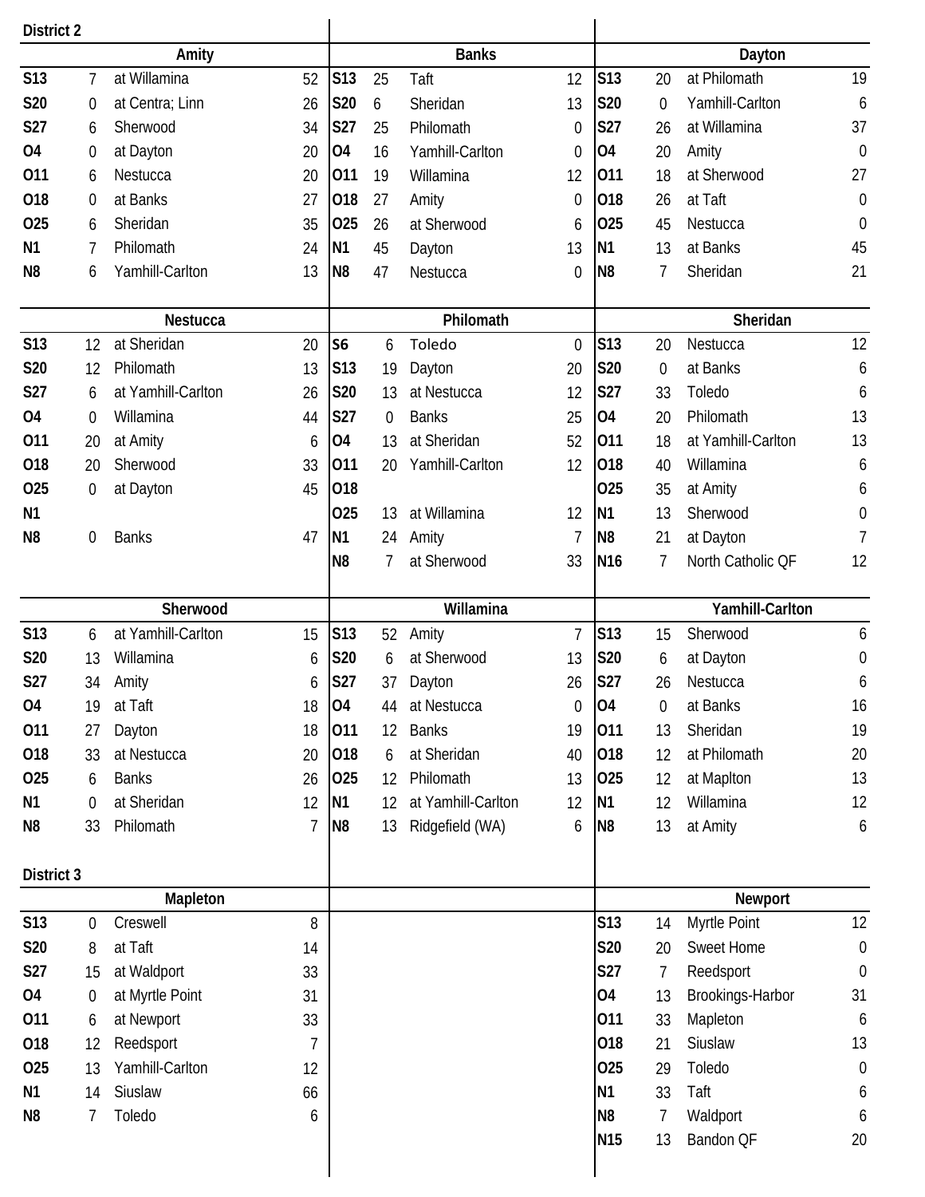## District 2

### Amity

| | | | |
|---|---|---|---|
| S13 | 7 | at Willamina | 52 |
| S20 | 0 | at Centra; Linn | 26 |
| S27 | 6 | Sherwood | 34 |
| O4 | 0 | at Dayton | 20 |
| O11 | 6 | Nestucca | 20 |
| O18 | 0 | at Banks | 27 |
| O25 | 6 | Sheridan | 35 |
| N1 | 7 | Philomath | 24 |
| N8 | 6 | Yamhill-Carlton | 13 |

### Banks

| | | | |
|---|---|---|---|
| S13 | 25 | Taft | 12 |
| S20 | 6 | Sheridan | 13 |
| S27 | 25 | Philomath | 0 |
| O4 | 16 | Yamhill-Carlton | 0 |
| O11 | 19 | Willamina | 12 |
| O18 | 27 | Amity | 0 |
| O25 | 26 | at Sherwood | 6 |
| N1 | 45 | Dayton | 13 |
| N8 | 47 | Nestucca | 0 |

### Dayton

| | | | |
|---|---|---|---|
| S13 | 20 | at Philomath | 19 |
| S20 | 0 | Yamhill-Carlton | 6 |
| S27 | 26 | at Willamina | 37 |
| O4 | 20 | Amity | 0 |
| O11 | 18 | at Sherwood | 27 |
| O18 | 26 | at Taft | 0 |
| O25 | 45 | Nestucca | 0 |
| N1 | 13 | at Banks | 45 |
| N8 | 7 | Sheridan | 21 |

### Nestucca

| | | | |
|---|---|---|---|
| S13 | 12 | at Sheridan | 20 |
| S20 | 12 | Philomath | 13 |
| S27 | 6 | at Yamhill-Carlton | 26 |
| O4 | 0 | Willamina | 44 |
| O11 | 20 | at Amity | 6 |
| O18 | 20 | Sherwood | 33 |
| O25 | 0 | at Dayton | 45 |
| N1 | | | |
| N8 | 0 | Banks | 47 |

### Philomath

| | | | |
|---|---|---|---|
| S6 | 6 | Toledo | 0 |
| S13 | 19 | Dayton | 20 |
| S20 | 13 | at Nestucca | 12 |
| S27 | 0 | Banks | 25 |
| O4 | 13 | at Sheridan | 52 |
| O11 | 20 | Yamhill-Carlton | 12 |
| O18 | | | |
| O25 | 13 | at Willamina | 12 |
| N1 | 24 | Amity | 7 |
| N8 | 7 | at Sherwood | 33 |

### Sheridan

| | | | |
|---|---|---|---|
| S13 | 20 | Nestucca | 12 |
| S20 | 0 | at Banks | 6 |
| S27 | 33 | Toledo | 6 |
| O4 | 20 | Philomath | 13 |
| O11 | 18 | at Yamhill-Carlton | 13 |
| O18 | 40 | Willamina | 6 |
| O25 | 35 | at Amity | 6 |
| N1 | 13 | Sherwood | 0 |
| N8 | 21 | at Dayton | 7 |
| N16 | 7 | North Catholic QF | 12 |

### Sherwood

| | | | |
|---|---|---|---|
| S13 | 6 | at Yamhill-Carlton | 15 |
| S20 | 13 | Willamina | 6 |
| S27 | 34 | Amity | 6 |
| O4 | 19 | at Taft | 18 |
| O11 | 27 | Dayton | 18 |
| O18 | 33 | at Nestucca | 20 |
| O25 | 6 | Banks | 26 |
| N1 | 0 | at Sheridan | 12 |
| N8 | 33 | Philomath | 7 |

### Willamina

| | | | |
|---|---|---|---|
| S13 | 52 | Amity | 7 |
| S20 | 6 | at Sherwood | 13 |
| S27 | 37 | Dayton | 26 |
| O4 | 44 | at Nestucca | 0 |
| O11 | 12 | Banks | 19 |
| O18 | 6 | at Sheridan | 40 |
| O25 | 12 | Philomath | 13 |
| N1 | 12 | at Yamhill-Carlton | 12 |
| N8 | 13 | Ridgefield (WA) | 6 |

### Yamhill-Carlton

| | | | |
|---|---|---|---|
| S13 | 15 | Sherwood | 6 |
| S20 | 6 | at Dayton | 0 |
| S27 | 26 | Nestucca | 6 |
| O4 | 0 | at Banks | 16 |
| O11 | 13 | Sheridan | 19 |
| O18 | 12 | at Philomath | 20 |
| O25 | 12 | at Maplton | 13 |
| N1 | 12 | Willamina | 12 |
| N8 | 13 | at Amity | 6 |

## District 3

### Mapleton

| | | | |
|---|---|---|---|
| S13 | 0 | Creswell | 8 |
| S20 | 8 | at Taft | 14 |
| S27 | 15 | at Waldport | 33 |
| O4 | 0 | at Myrtle Point | 31 |
| O11 | 6 | at Newport | 33 |
| O18 | 12 | Reedsport | 7 |
| O25 | 13 | Yamhill-Carlton | 12 |
| N1 | 14 | Siuslaw | 66 |
| N8 | 7 | Toledo | 6 |

### Newport

| | | | |
|---|---|---|---|
| S13 | 14 | Myrtle Point | 12 |
| S20 | 20 | Sweet Home | 0 |
| S27 | 7 | Reedsport | 0 |
| O4 | 13 | Brookings-Harbor | 31 |
| O11 | 33 | Mapleton | 6 |
| O18 | 21 | Siuslaw | 13 |
| O25 | 29 | Toledo | 0 |
| N1 | 33 | Taft | 6 |
| N8 | 7 | Waldport | 6 |
| N15 | 13 | Bandon QF | 20 |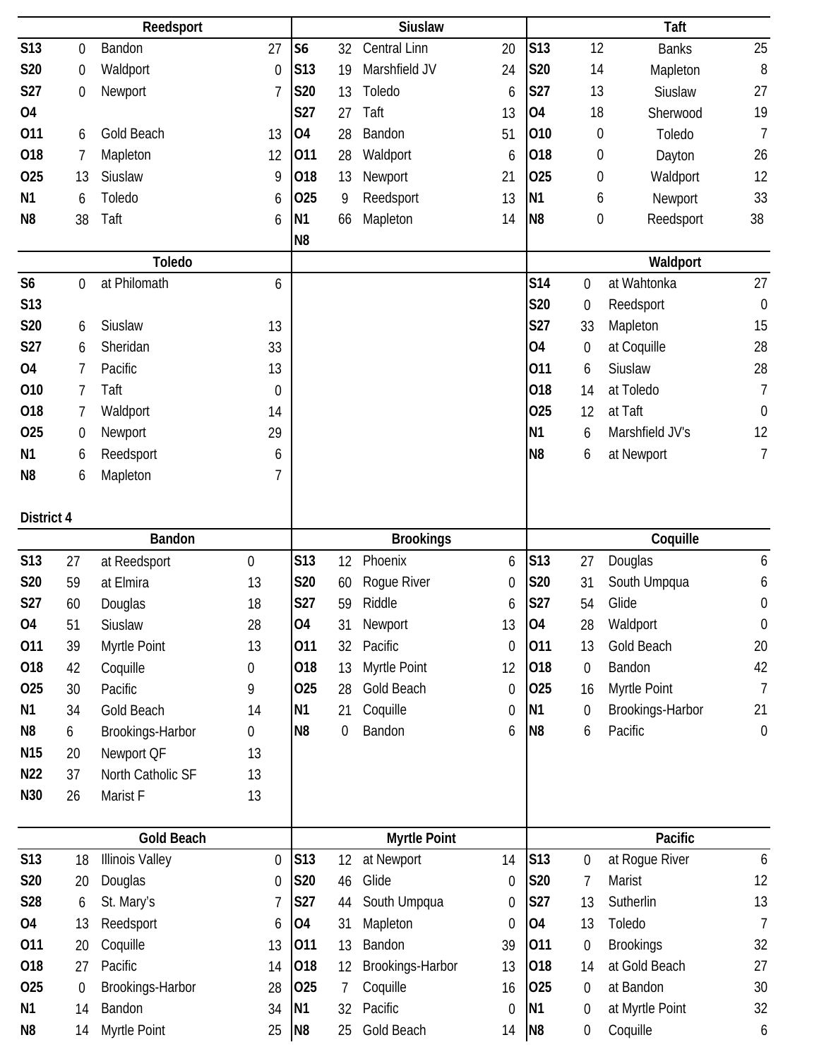### Reedsport

| Date | Score | Opponent | Opp |
|---|---|---|---|
| S13 | 0 | Bandon | 27 |
| S20 | 0 | Waldport | 0 |
| S27 | 0 | Newport | 7 |
| O4 | | | |
| O11 | 6 | Gold Beach | 13 |
| O18 | 7 | Mapleton | 12 |
| O25 | 13 | Siuslaw | 9 |
| N1 | 6 | Toledo | 6 |
| N8 | 38 | Taft | 6 |

### Siuslaw

| Date | Score | Opponent | Opp |
|---|---|---|---|
| S6 | 32 | Central Linn | 20 |
| S13 | 19 | Marshfield JV | 24 |
| S20 | 13 | Toledo | 6 |
| S27 | 27 | Taft | 13 |
| O4 | 28 | Bandon | 51 |
| O11 | 28 | Waldport | 6 |
| O18 | 13 | Newport | 21 |
| O25 | 9 | Reedsport | 13 |
| N1 | 66 | Mapleton | 14 |
| N8 | | | |

### Taft

| Date | Score | Opponent | Opp |
|---|---|---|---|
| S13 | 12 | Banks | 25 |
| S20 | 14 | Mapleton | 8 |
| S27 | 13 | Siuslaw | 27 |
| O4 | 18 | Sherwood | 19 |
| O10 | 0 | Toledo | 7 |
| O18 | 0 | Dayton | 26 |
| O25 | 0 | Waldport | 12 |
| N1 | 6 | Newport | 33 |
| N8 | 0 | Reedsport | 38 |

### Toledo

| Date | Score | Opponent | Opp |
|---|---|---|---|
| S6 | 0 | at Philomath | 6 |
| S13 | | | |
| S20 | 6 | Siuslaw | 13 |
| S27 | 6 | Sheridan | 33 |
| O4 | 7 | Pacific | 13 |
| O10 | 7 | Taft | 0 |
| O18 | 7 | Waldport | 14 |
| O25 | 0 | Newport | 29 |
| N1 | 6 | Reedsport | 6 |
| N8 | 6 | Mapleton | 7 |

### Waldport

| Date | Score | Opponent | Opp |
|---|---|---|---|
| S14 | 0 | at Wahtonka | 27 |
| S20 | 0 | Reedsport | 0 |
| S27 | 33 | Mapleton | 15 |
| O4 | 0 | at Coquille | 28 |
| O11 | 6 | Siuslaw | 28 |
| O18 | 14 | at Toledo | 7 |
| O25 | 12 | at Taft | 0 |
| N1 | 6 | Marshfield JV's | 12 |
| N8 | 6 | at Newport | 7 |

## District 4

### Bandon

| Date | Score | Opponent | Opp |
|---|---|---|---|
| S13 | 27 | at Reedsport | 0 |
| S20 | 59 | at Elmira | 13 |
| S27 | 60 | Douglas | 18 |
| O4 | 51 | Siuslaw | 28 |
| O11 | 39 | Myrtle Point | 13 |
| O18 | 42 | Coquille | 0 |
| O25 | 30 | Pacific | 9 |
| N1 | 34 | Gold Beach | 14 |
| N8 | 6 | Brookings-Harbor | 0 |
| N15 | 20 | Newport QF | 13 |
| N22 | 37 | North Catholic SF | 13 |
| N30 | 26 | Marist F | 13 |

### Brookings

| Date | Score | Opponent | Opp |
|---|---|---|---|
| S13 | 12 | Phoenix | 6 |
| S20 | 60 | Rogue River | 0 |
| S27 | 59 | Riddle | 6 |
| O4 | 31 | Newport | 13 |
| O11 | 32 | Pacific | 0 |
| O18 | 13 | Myrtle Point | 12 |
| O25 | 28 | Gold Beach | 0 |
| N1 | 21 | Coquille | 0 |
| N8 | 0 | Bandon | 6 |

### Coquille

| Date | Score | Opponent | Opp |
|---|---|---|---|
| S13 | 27 | Douglas | 6 |
| S20 | 31 | South Umpqua | 6 |
| S27 | 54 | Glide | 0 |
| O4 | 28 | Waldport | 0 |
| O11 | 13 | Gold Beach | 20 |
| O18 | 0 | Bandon | 42 |
| O25 | 16 | Myrtle Point | 7 |
| N1 | 0 | Brookings-Harbor | 21 |
| N8 | 6 | Pacific | 0 |

### Gold Beach

| Date | Score | Opponent | Opp |
|---|---|---|---|
| S13 | 18 | Illinois Valley | 0 |
| S20 | 20 | Douglas | 0 |
| S28 | 6 | St. Mary's | 7 |
| O4 | 13 | Reedsport | 6 |
| O11 | 20 | Coquille | 13 |
| O18 | 27 | Pacific | 14 |
| O25 | 0 | Brookings-Harbor | 28 |
| N1 | 14 | Bandon | 34 |
| N8 | 14 | Myrtle Point | 25 |

### Myrtle Point

| Date | Score | Opponent | Opp |
|---|---|---|---|
| S13 | 12 | at Newport | 14 |
| S20 | 46 | Glide | 0 |
| S27 | 44 | South Umpqua | 0 |
| O4 | 31 | Mapleton | 0 |
| O11 | 13 | Bandon | 39 |
| O18 | 12 | Brookings-Harbor | 13 |
| O25 | 7 | Coquille | 16 |
| N1 | 32 | Pacific | 0 |
| N8 | 25 | Gold Beach | 14 |

### Pacific

| Date | Score | Opponent | Opp |
|---|---|---|---|
| S13 | 0 | at Rogue River | 6 |
| S20 | 7 | Marist | 12 |
| S27 | 13 | Sutherlin | 13 |
| O4 | 13 | Toledo | 7 |
| O11 | 0 | Brookings | 32 |
| O18 | 14 | at Gold Beach | 27 |
| O25 | 0 | at Bandon | 30 |
| N1 | 0 | at Myrtle Point | 32 |
| N8 | 0 | Coquille | 6 |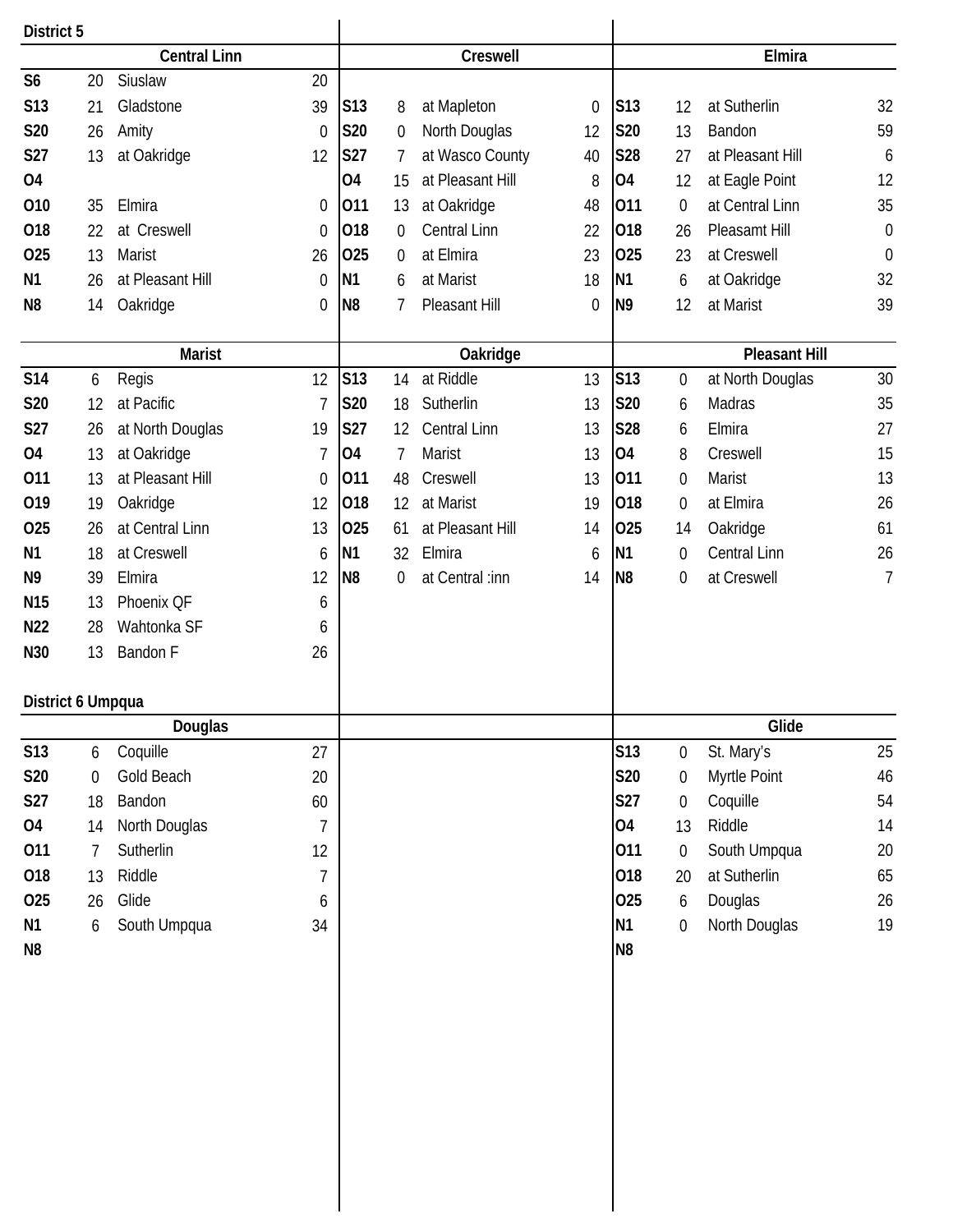## District 5

### Central Linn

| | | | |
|---|---|---|---|
| S6 | 20 | Siuslaw | 20 |
| S13 | 21 | Gladstone | 39 |
| S20 | 26 | Amity | 0 |
| S27 | 13 | at Oakridge | 12 |
| O4 | | | |
| O10 | 35 | Elmira | 0 |
| O18 | 22 | at Creswell | 0 |
| O25 | 13 | Marist | 26 |
| N1 | 26 | at Pleasant Hill | 0 |
| N8 | 14 | Oakridge | 0 |

### Creswell

| | | | |
|---|---|---|---|
| S13 | 8 | at Mapleton | 0 |
| S20 | 0 | North Douglas | 12 |
| S27 | 7 | at Wasco County | 40 |
| O4 | 15 | at Pleasant Hill | 8 |
| O11 | 13 | at Oakridge | 48 |
| O18 | 0 | Central Linn | 22 |
| O25 | 0 | at Elmira | 23 |
| N1 | 6 | at Marist | 18 |
| N8 | 7 | Pleasant Hill | 0 |

### Elmira

| | | | |
|---|---|---|---|
| S13 | 12 | at Sutherlin | 32 |
| S20 | 13 | Bandon | 59 |
| S28 | 27 | at Pleasant Hill | 6 |
| O4 | 12 | at Eagle Point | 12 |
| O11 | 0 | at Central Linn | 35 |
| O18 | 26 | Pleasamt Hill | 0 |
| O25 | 23 | at Creswell | 0 |
| N1 | 6 | at Oakridge | 32 |
| N9 | 12 | at Marist | 39 |

### Marist

| | | | |
|---|---|---|---|
| S14 | 6 | Regis | 12 |
| S20 | 12 | at Pacific | 7 |
| S27 | 26 | at North Douglas | 19 |
| O4 | 13 | at Oakridge | 7 |
| O11 | 13 | at Pleasant Hill | 0 |
| O19 | 19 | Oakridge | 12 |
| O25 | 26 | at Central Linn | 13 |
| N1 | 18 | at Creswell | 6 |
| N9 | 39 | Elmira | 12 |
| N15 | 13 | Phoenix QF | 6 |
| N22 | 28 | Wahtonka SF | 6 |
| N30 | 13 | Bandon F | 26 |

### Oakridge

| | | | |
|---|---|---|---|
| S13 | 14 | at Riddle | 13 |
| S20 | 18 | Sutherlin | 13 |
| S27 | 12 | Central Linn | 13 |
| O4 | 7 | Marist | 13 |
| O11 | 48 | Creswell | 13 |
| O18 | 12 | at Marist | 19 |
| O25 | 61 | at Pleasant Hill | 14 |
| N1 | 32 | Elmira | 6 |
| N8 | 0 | at Central :inn | 14 |

### Pleasant Hill

| | | | |
|---|---|---|---|
| S13 | 0 | at North Douglas | 30 |
| S20 | 6 | Madras | 35 |
| S28 | 6 | Elmira | 27 |
| O4 | 8 | Creswell | 15 |
| O11 | 0 | Marist | 13 |
| O18 | 0 | at Elmira | 26 |
| O25 | 14 | Oakridge | 61 |
| N1 | 0 | Central Linn | 26 |
| N8 | 0 | at Creswell | 7 |

## District 6 Umpqua

### Douglas

| | | | |
|---|---|---|---|
| S13 | 6 | Coquille | 27 |
| S20 | 0 | Gold Beach | 20 |
| S27 | 18 | Bandon | 60 |
| O4 | 14 | North Douglas | 7 |
| O11 | 7 | Sutherlin | 12 |
| O18 | 13 | Riddle | 7 |
| O25 | 26 | Glide | 6 |
| N1 | 6 | South Umpqua | 34 |
| N8 | | | |

### Glide

| | | | |
|---|---|---|---|
| S13 | 0 | St. Mary's | 25 |
| S20 | 0 | Myrtle Point | 46 |
| S27 | 0 | Coquille | 54 |
| O4 | 13 | Riddle | 14 |
| O11 | 0 | South Umpqua | 20 |
| O18 | 20 | at Sutherlin | 65 |
| O25 | 6 | Douglas | 26 |
| N1 | 0 | North Douglas | 19 |
| N8 | | | |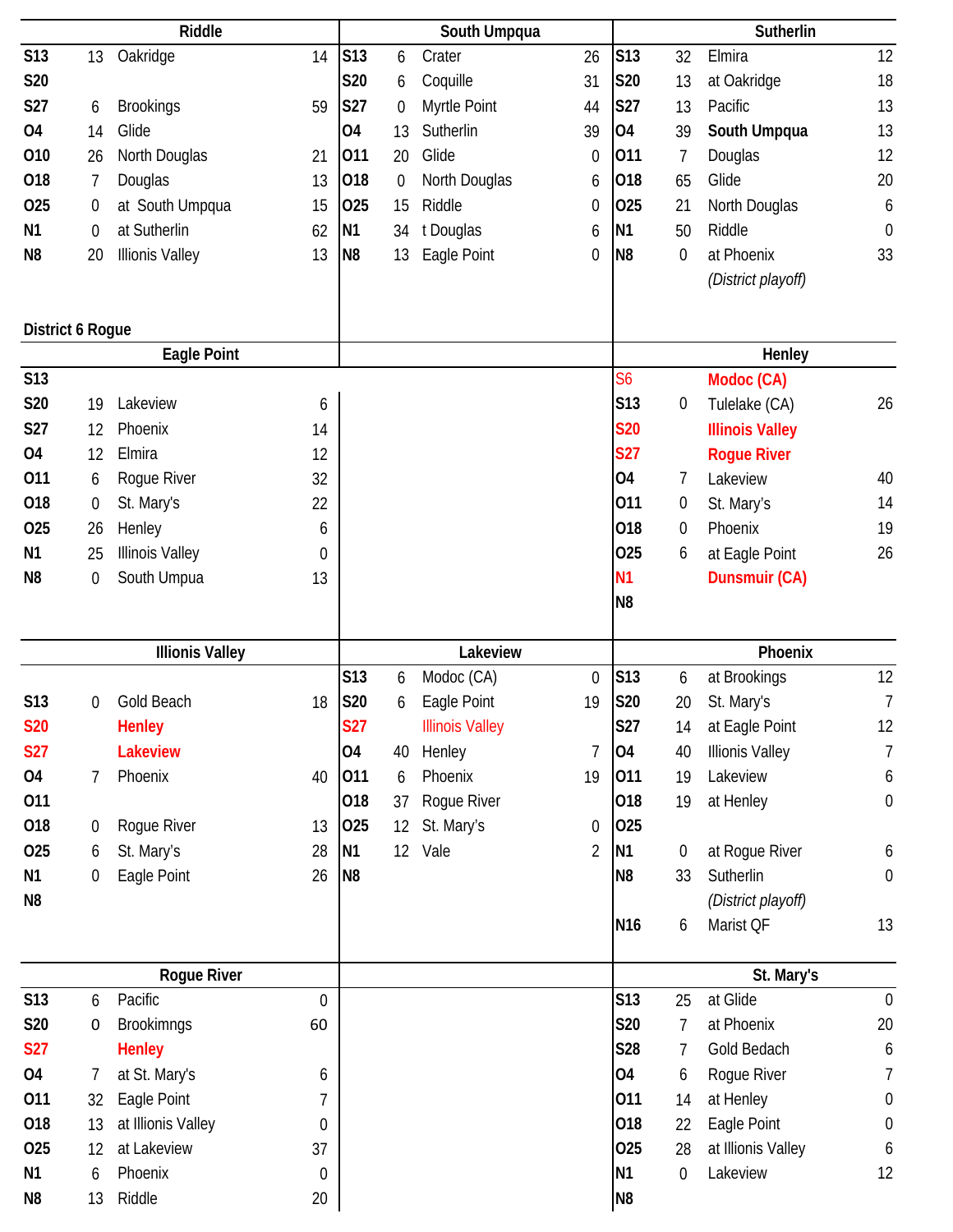### Riddle

| Date | Score | Opponent | Opp |
|---|---|---|---|
| S13 | 13 | Oakridge | 14 |
| S20 | | | |
| S27 | 6 | Brookings | 59 |
| O4 | 14 | Glide | |
| O10 | 26 | North Douglas | 21 |
| O18 | 7 | Douglas | 13 |
| O25 | 0 | at South Umpqua | 15 |
| N1 | 0 | at Sutherlin | 62 |
| N8 | 20 | Illinois Valley | 13 |

### South Umpqua

| Date | Score | Opponent | Opp |
|---|---|---|---|
| S13 | 6 | Crater | 26 |
| S20 | 6 | Coquille | 31 |
| S27 | 0 | Myrtle Point | 44 |
| O4 | 13 | Sutherlin | 39 |
| O11 | 20 | Glide | 0 |
| O18 | 0 | North Douglas | 6 |
| O25 | 15 | Riddle | 0 |
| N1 | 34 | t Douglas | 6 |
| N8 | 13 | Eagle Point | 0 |

### Sutherlin

| Date | Score | Opponent | Opp |
|---|---|---|---|
| S13 | 32 | Elmira | 12 |
| S20 | 13 | at Oakridge | 18 |
| S27 | 13 | Pacific | 13 |
| O4 | 39 | **South Umpqua** | 13 |
| O11 | 7 | Douglas | 12 |
| O18 | 65 | Glide | 20 |
| O25 | 21 | North Douglas | 6 |
| N1 | 50 | Riddle | 0 |
| N8 | 0 | at Phoenix | 33 |
| | | *(District playoff)* | |

## District 6 Rogue

### Eagle Point

| Date | Score | Opponent | Opp |
|---|---|---|---|
| S13 | | | |
| S20 | 19 | Lakeview | 6 |
| S27 | 12 | Phoenix | 14 |
| O4 | 12 | Elmira | 12 |
| O11 | 6 | Rogue River | 32 |
| O18 | 0 | St. Mary's | 22 |
| O25 | 26 | Henley | 6 |
| N1 | 25 | Illinois Valley | 0 |
| N8 | 0 | South Umpua | 13 |

### Henley

| Date | Score | Opponent | Opp |
|---|---|---|---|
| S6 | | **Modoc (CA)** | |
| S13 | 0 | Tulelake (CA) | 26 |
| S20 | | **Illinois Valley** | |
| S27 | | **Rogue River** | |
| O4 | 7 | Lakeview | 40 |
| O11 | 0 | St. Mary's | 14 |
| O18 | 0 | Phoenix | 19 |
| O25 | 6 | at Eagle Point | 26 |
| N1 | | **Dunsmuir (CA)** | |
| N8 | | | |

### Illinois Valley

| Date | Score | Opponent | Opp |
|---|---|---|---|
| S13 | 0 | Gold Beach | 18 |
| S20 | | **Henley** | |
| S27 | | **Lakeview** | |
| O4 | 7 | Phoenix | 40 |
| O11 | | | |
| O18 | 0 | Rogue River | 13 |
| O25 | 6 | St. Mary's | 28 |
| N1 | 0 | Eagle Point | 26 |
| N8 | | | |

### Lakeview

| Date | Score | Opponent | Opp |
|---|---|---|---|
| S13 | 6 | Modoc (CA) | 0 |
| S20 | 6 | Eagle Point | 19 |
| S27 | | Illinois Valley | |
| O4 | 40 | Henley | 7 |
| O11 | 6 | Phoenix | 19 |
| O18 | 37 | Rogue River | |
| O25 | 12 | St. Mary's | 0 |
| N1 | 12 | Vale | 2 |
| N8 | | | |

### Phoenix

| Date | Score | Opponent | Opp |
|---|---|---|---|
| S13 | 6 | at Brookings | 12 |
| S20 | 20 | St. Mary's | 7 |
| S27 | 14 | at Eagle Point | 12 |
| O4 | 40 | Illinois Valley | 7 |
| O11 | 19 | Lakeview | 6 |
| O18 | 19 | at Henley | 0 |
| O25 | | | |
| N1 | 0 | at Rogue River | 6 |
| N8 | 33 | Sutherlin | 0 |
| | | *(District playoff)* | |
| N16 | 6 | Marist QF | 13 |

### Rogue River

| Date | Score | Opponent | Opp |
|---|---|---|---|
| S13 | 6 | Pacific | 0 |
| S20 | 0 | Brookimngs | 60 |
| S27 | | **Henley** | |
| O4 | 7 | at St. Mary's | 6 |
| O11 | 32 | Eagle Point | 7 |
| O18 | 13 | at Illinois Valley | 0 |
| O25 | 12 | at Lakeview | 37 |
| N1 | 6 | Phoenix | 0 |
| N8 | 13 | Riddle | 20 |

### St. Mary's

| Date | Score | Opponent | Opp |
|---|---|---|---|
| S13 | 25 | at Glide | 0 |
| S20 | 7 | at Phoenix | 20 |
| S28 | 7 | Gold Bedach | 6 |
| O4 | 6 | Rogue River | 7 |
| O11 | 14 | at Henley | 0 |
| O18 | 22 | Eagle Point | 0 |
| O25 | 28 | at Illinois Valley | 6 |
| N1 | 0 | Lakeview | 12 |
| N8 | | | |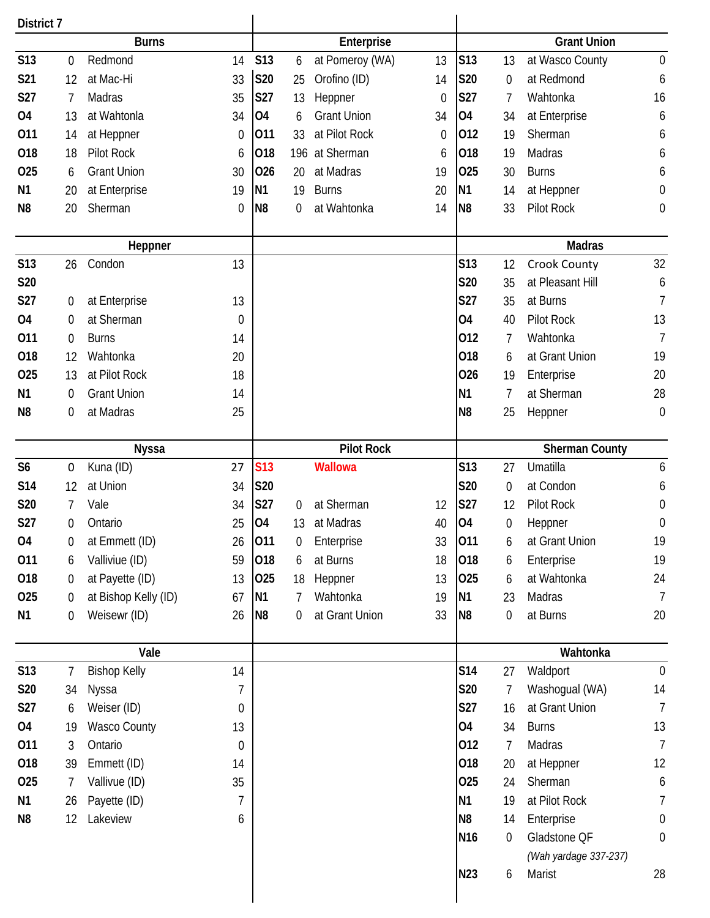## District 7

### Burns

| Date | Score | Opponent | Opp |
|---|---|---|---|
| S13 | 0 | Redmond | 14 |
| S21 | 12 | at Mac-Hi | 33 |
| S27 | 7 | Madras | 35 |
| O4 | 13 | at Wahtonla | 34 |
| O11 | 14 | at Heppner | 0 |
| O18 | 18 | Pilot Rock | 6 |
| O25 | 6 | Grant Union | 30 |
| N1 | 20 | at Enterprise | 19 |
| N8 | 20 | Sherman | 0 |

### Enterprise

| Date | Score | Opponent | Opp |
|---|---|---|---|
| S13 | 6 | at Pomeroy (WA) | 13 |
| S20 | 25 | Orofino (ID) | 14 |
| S27 | 13 | Heppner | 0 |
| O4 | 6 | Grant Union | 34 |
| O11 | 33 | at Pilot Rock | 0 |
| O18 | 196 | at Sherman | 6 |
| O26 | 20 | at Madras | 19 |
| N1 | 19 | Burns | 20 |
| N8 | 0 | at Wahtonka | 14 |

### Grant Union

| Date | Score | Opponent | Opp |
|---|---|---|---|
| S13 | 13 | at Wasco County | 0 |
| S20 | 0 | at Redmond | 6 |
| S27 | 7 | Wahtonka | 16 |
| O4 | 34 | at Enterprise | 6 |
| O12 | 19 | Sherman | 6 |
| O18 | 19 | Madras | 6 |
| O25 | 30 | Burns | 6 |
| N1 | 14 | at Heppner | 0 |
| N8 | 33 | Pilot Rock | 0 |

### Heppner

| Date | Score | Opponent | Opp |
|---|---|---|---|
| S13 | 26 | Condon | 13 |
| S20 | | | |
| S27 | 0 | at Enterprise | 13 |
| O4 | 0 | at Sherman | 0 |
| O11 | 0 | Burns | 14 |
| O18 | 12 | Wahtonka | 20 |
| O25 | 13 | at Pilot Rock | 18 |
| N1 | 0 | Grant Union | 14 |
| N8 | 0 | at Madras | 25 |

### Madras

| Date | Score | Opponent | Opp |
|---|---|---|---|
| S13 | 12 | Crook County | 32 |
| S20 | 35 | at Pleasant Hill | 6 |
| S27 | 35 | at Burns | 7 |
| O4 | 40 | Pilot Rock | 13 |
| O12 | 7 | Wahtonka | 7 |
| O18 | 6 | at Grant Union | 19 |
| O26 | 19 | Enterprise | 20 |
| N1 | 7 | at Sherman | 28 |
| N8 | 25 | Heppner | 0 |

### Nyssa

| Date | Score | Opponent | Opp |
|---|---|---|---|
| S6 | 0 | Kuna (ID) | 27 |
| S14 | 12 | at Union | 34 |
| S20 | 7 | Vale | 34 |
| S27 | 0 | Ontario | 25 |
| O4 | 0 | at Emmett (ID) | 26 |
| O11 | 6 | Valliviue (ID) | 59 |
| O18 | 0 | at Payette (ID) | 13 |
| O25 | 0 | at Bishop Kelly (ID) | 67 |
| N1 | 0 | Weisewr (ID) | 26 |

### Pilot Rock

| Date | Score | Opponent | Opp |
|---|---|---|---|
| S13 | | Wallowa | |
| S20 | | | |
| S27 | 0 | at Sherman | 12 |
| O4 | 13 | at Madras | 40 |
| O11 | 0 | Enterprise | 33 |
| O18 | 6 | at Burns | 18 |
| O25 | 18 | Heppner | 13 |
| N1 | 7 | Wahtonka | 19 |
| N8 | 0 | at Grant Union | 33 |

### Sherman County

| Date | Score | Opponent | Opp |
|---|---|---|---|
| S13 | 27 | Umatilla | 6 |
| S20 | 0 | at Condon | 6 |
| S27 | 12 | Pilot Rock | 0 |
| O4 | 0 | Heppner | 0 |
| O11 | 6 | at Grant Union | 19 |
| O18 | 6 | Enterprise | 19 |
| O25 | 6 | at Wahtonka | 24 |
| N1 | 23 | Madras | 7 |
| N8 | 0 | at Burns | 20 |

### Vale

| Date | Score | Opponent | Opp |
|---|---|---|---|
| S13 | 7 | Bishop Kelly | 14 |
| S20 | 34 | Nyssa | 7 |
| S27 | 6 | Weiser (ID) | 0 |
| O4 | 19 | Wasco County | 13 |
| O11 | 3 | Ontario | 0 |
| O18 | 39 | Emmett (ID) | 14 |
| O25 | 7 | Vallivue (ID) | 35 |
| N1 | 26 | Payette (ID) | 7 |
| N8 | 12 | Lakeview | 6 |

### Wahtonka

| Date | Score | Opponent | Opp |
|---|---|---|---|
| S14 | 27 | Waldport | 0 |
| S20 | 7 | Washogual (WA) | 14 |
| S27 | 16 | at Grant Union | 7 |
| O4 | 34 | Burns | 13 |
| O12 | 7 | Madras | 7 |
| O18 | 20 | at Heppner | 12 |
| O25 | 24 | Sherman | 6 |
| N1 | 19 | at Pilot Rock | 7 |
| N8 | 14 | Enterprise | 0 |
| N16 | 0 | Gladstone QF *(Wah yardage 337-237)* | 0 |
| N23 | 6 | Marist | 28 |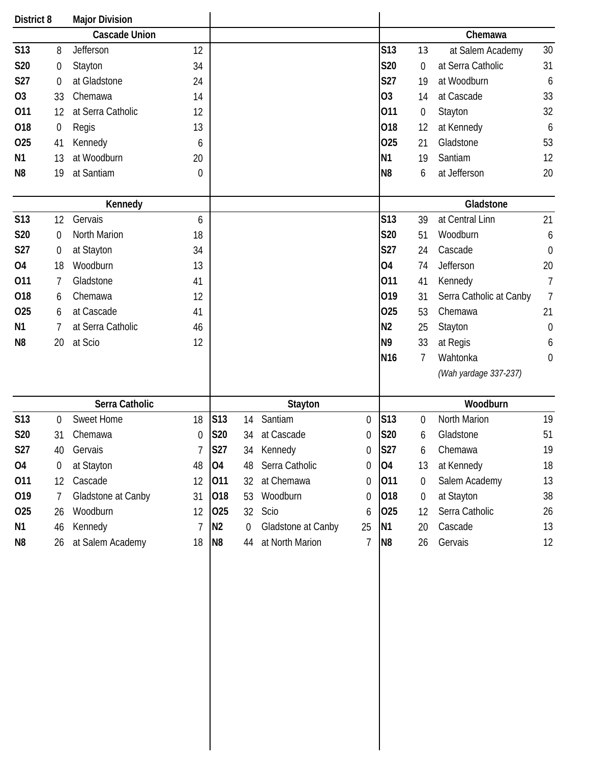**District 8** **Major Division**

### Cascade Union

| Date | Score | Opponent | Opp |
|---|---|---|---|
| S13 | 8 | Jefferson | 12 |
| S20 | 0 | Stayton | 34 |
| S27 | 0 | at Gladstone | 24 |
| O3 | 33 | Chemawa | 14 |
| O11 | 12 | at Serra Catholic | 12 |
| O18 | 0 | Regis | 13 |
| O25 | 41 | Kennedy | 6 |
| N1 | 13 | at Woodburn | 20 |
| N8 | 19 | at Santiam | 0 |

### Chemawa

| Date | Score | Opponent | Opp |
|---|---|---|---|
| S13 | 13 | at Salem Academy | 30 |
| S20 | 0 | at Serra Catholic | 31 |
| S27 | 19 | at Woodburn | 6 |
| O3 | 14 | at Cascade | 33 |
| O11 | 0 | Stayton | 32 |
| O18 | 12 | at Kennedy | 6 |
| O25 | 21 | Gladstone | 53 |
| N1 | 19 | Santiam | 12 |
| N8 | 6 | at Jefferson | 20 |

### Kennedy

| Date | Score | Opponent | Opp |
|---|---|---|---|
| S13 | 12 | Gervais | 6 |
| S20 | 0 | North Marion | 18 |
| S27 | 0 | at Stayton | 34 |
| O4 | 18 | Woodburn | 13 |
| O11 | 7 | Gladstone | 41 |
| O18 | 6 | Chemawa | 12 |
| O25 | 6 | at Cascade | 41 |
| N1 | 7 | at Serra Catholic | 46 |
| N8 | 20 | at Scio | 12 |

### Gladstone

| Date | Score | Opponent | Opp |
|---|---|---|---|
| S13 | 39 | at Central Linn | 21 |
| S20 | 51 | Woodburn | 6 |
| S27 | 24 | Cascade | 0 |
| O4 | 74 | Jefferson | 20 |
| O11 | 41 | Kennedy | 7 |
| O19 | 31 | Serra Catholic at Canby | 7 |
| O25 | 53 | Chemawa | 21 |
| N2 | 25 | Stayton | 0 |
| N9 | 33 | at Regis | 6 |
| N16 | 7 | Wahtonka | 0 |
| | | *(Wah yardage 337-237)* | |

### Serra Catholic

| Date | Score | Opponent | Opp |
|---|---|---|---|
| S13 | 0 | Sweet Home | 18 |
| S20 | 31 | Chemawa | 0 |
| S27 | 40 | Gervais | 7 |
| O4 | 0 | at Stayton | 48 |
| O11 | 12 | Cascade | 12 |
| O19 | 7 | Gladstone at Canby | 31 |
| O25 | 26 | Woodburn | 12 |
| N1 | 46 | Kennedy | 7 |
| N8 | 26 | at Salem Academy | 18 |

### Stayton

| Date | Score | Opponent | Opp |
|---|---|---|---|
| S13 | 14 | Santiam | 0 |
| S20 | 34 | at Cascade | 0 |
| S27 | 34 | Kennedy | 0 |
| O4 | 48 | Serra Catholic | 0 |
| O11 | 32 | at Chemawa | 0 |
| O18 | 53 | Woodburn | 0 |
| O25 | 32 | Scio | 6 |
| N2 | 0 | Gladstone at Canby | 25 |
| N8 | 44 | at North Marion | 7 |

### Woodburn

| Date | Score | Opponent | Opp |
|---|---|---|---|
| S13 | 0 | North Marion | 19 |
| S20 | 6 | Gladstone | 51 |
| S27 | 6 | Chemawa | 19 |
| O4 | 13 | at Kennedy | 18 |
| O11 | 0 | Salem Academy | 13 |
| O18 | 0 | at Stayton | 38 |
| O25 | 12 | Serra Catholic | 26 |
| N1 | 20 | Cascade | 13 |
| N8 | 26 | Gervais | 12 |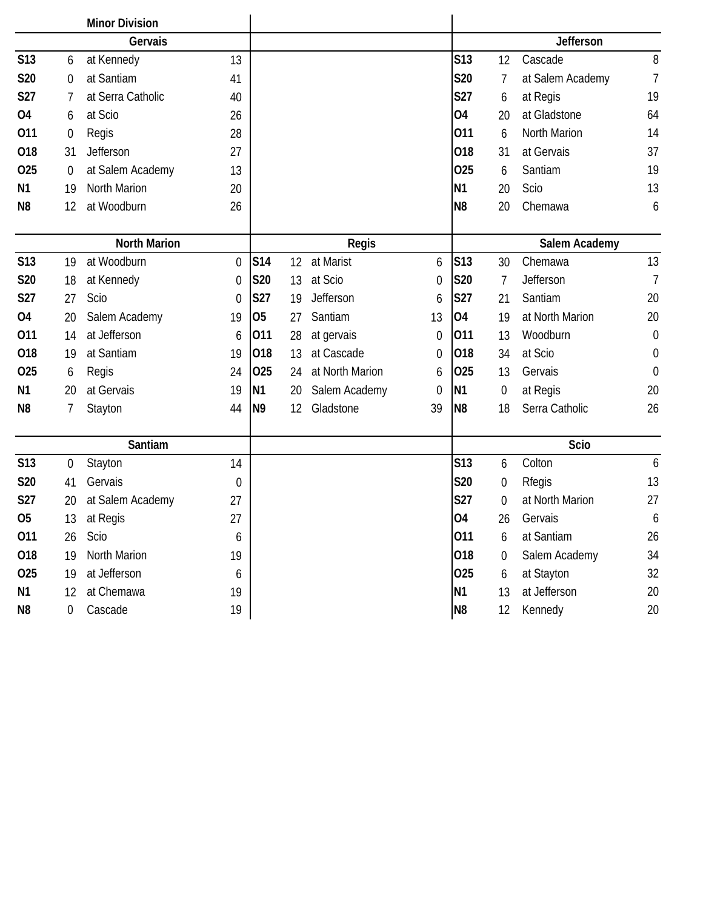## Minor Division

### Gervais

| Date | Score | Opponent | Opp. Score |
|---|---|---|---|
| S13 | 6 | at Kennedy | 13 |
| S20 | 0 | at Santiam | 41 |
| S27 | 7 | at Serra Catholic | 40 |
| O4 | 6 | at Scio | 26 |
| O11 | 0 | Regis | 28 |
| O18 | 31 | Jefferson | 27 |
| O25 | 0 | at Salem Academy | 13 |
| N1 | 19 | North Marion | 20 |
| N8 | 12 | at Woodburn | 26 |

### Jefferson

| Date | Score | Opponent | Opp. Score |
|---|---|---|---|
| S13 | 12 | Cascade | 8 |
| S20 | 7 | at Salem Academy | 7 |
| S27 | 6 | at Regis | 19 |
| O4 | 20 | at Gladstone | 64 |
| O11 | 6 | North Marion | 14 |
| O18 | 31 | at Gervais | 37 |
| O25 | 6 | Santiam | 19 |
| N1 | 20 | Scio | 13 |
| N8 | 20 | Chemawa | 6 |

### North Marion

| Date | Score | Opponent | Opp. Score |
|---|---|---|---|
| S13 | 19 | at Woodburn | 0 |
| S20 | 18 | at Kennedy | 0 |
| S27 | 27 | Scio | 0 |
| O4 | 20 | Salem Academy | 19 |
| O11 | 14 | at Jefferson | 6 |
| O18 | 19 | at Santiam | 19 |
| O25 | 6 | Regis | 24 |
| N1 | 20 | at Gervais | 19 |
| N8 | 7 | Stayton | 44 |

### Regis

| Date | Score | Opponent | Opp. Score |
|---|---|---|---|
| S14 | 12 | at Marist | 6 |
| S20 | 13 | at Scio | 0 |
| S27 | 19 | Jefferson | 6 |
| O5 | 27 | Santiam | 13 |
| O11 | 28 | at gervais | 0 |
| O18 | 13 | at Cascade | 0 |
| O25 | 24 | at North Marion | 6 |
| N1 | 20 | Salem Academy | 0 |
| N9 | 12 | Gladstone | 39 |

### Salem Academy

| Date | Score | Opponent | Opp. Score |
|---|---|---|---|
| S13 | 30 | Chemawa | 13 |
| S20 | 7 | Jefferson | 7 |
| S27 | 21 | Santiam | 20 |
| O4 | 19 | at North Marion | 20 |
| O11 | 13 | Woodburn | 0 |
| O18 | 34 | at Scio | 0 |
| O25 | 13 | Gervais | 0 |
| N1 | 0 | at Regis | 20 |
| N8 | 18 | Serra Catholic | 26 |

### Santiam

| Date | Score | Opponent | Opp. Score |
|---|---|---|---|
| S13 | 0 | Stayton | 14 |
| S20 | 41 | Gervais | 0 |
| S27 | 20 | at Salem Academy | 27 |
| O5 | 13 | at Regis | 27 |
| O11 | 26 | Scio | 6 |
| O18 | 19 | North Marion | 19 |
| O25 | 19 | at Jefferson | 6 |
| N1 | 12 | at Chemawa | 19 |
| N8 | 0 | Cascade | 19 |

### Scio

| Date | Score | Opponent | Opp. Score |
|---|---|---|---|
| S13 | 6 | Colton | 6 |
| S20 | 0 | Rfegis | 13 |
| S27 | 0 | at North Marion | 27 |
| O4 | 26 | Gervais | 6 |
| O11 | 6 | at Santiam | 26 |
| O18 | 0 | Salem Academy | 34 |
| O25 | 6 | at Stayton | 32 |
| N1 | 13 | at Jefferson | 20 |
| N8 | 12 | Kennedy | 20 |